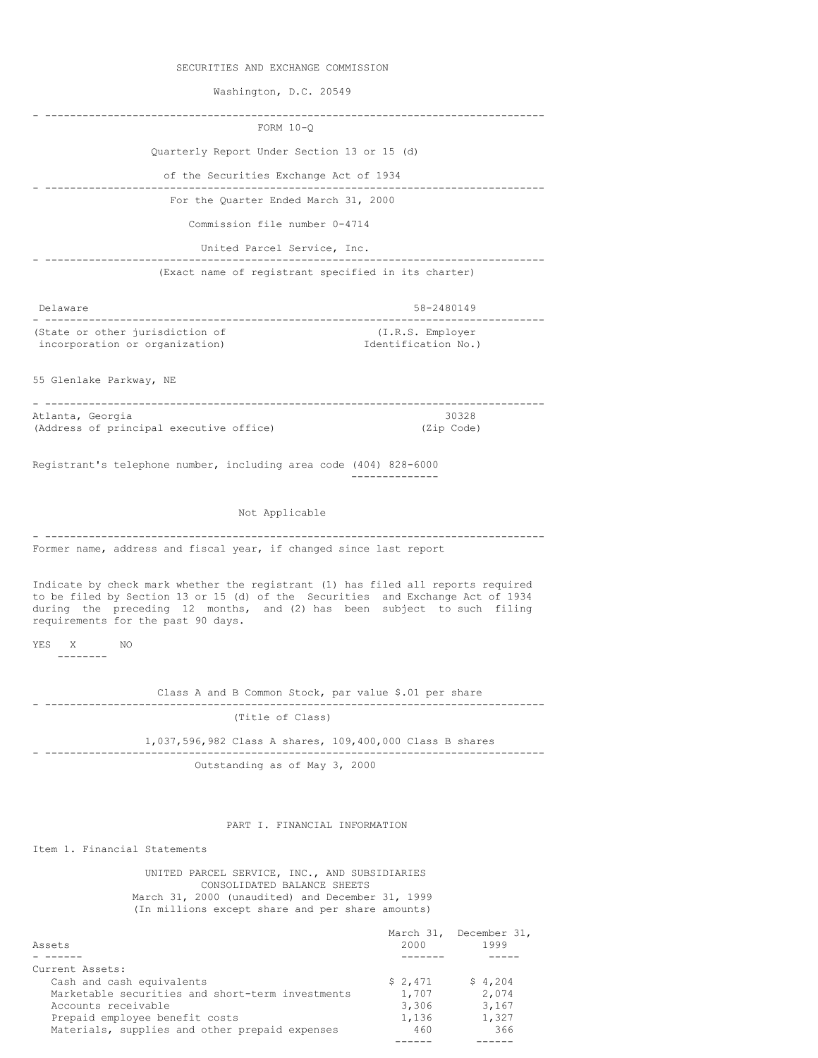SECURITIES AND EXCHANGE COMMISSION

Washington, D.C. 20549

---

# FORM 10-Q

Quarterly Report Under Section 13 or 15 (d)

of the Securities Exchange Act of 1934

---

For the Quarter Ended March 31, 2000

Commission file number 0-4714

United Parcel Service, Inc.

---

(Exact name of registrant specified in its charter)

| Delaware | 58-2480149 |
|---|---|
| (State or other jurisdiction of incorporation or organization) | (I.R.S. Employer Identification No.) |

55 Glenlake Parkway, NE

| Atlanta, Georgia | 30328 |
|---|---|
| (Address of principal executive office) | (Zip Code) |

Registrant's telephone number, including area code (404) 828-6000

Not Applicable

---

Former name, address and fiscal year, if changed since last report

Indicate by check mark whether the registrant (1) has filed all reports required to be filed by Section 13 or 15 (d) of the Securities and Exchange Act of 1934 during the preceding 12 months, and (2) has been subject to such filing requirements for the past 90 days.

YES X NO

Class A and B Common Stock, par value $.01 per share

---

(Title of Class)

1,037,596,982 Class A shares, 109,400,000 Class B shares

---

Outstanding as of May 3, 2000

## PART I. FINANCIAL INFORMATION

### Item 1. Financial Statements

UNITED PARCEL SERVICE, INC., AND SUBSIDIARIES
CONSOLIDATED BALANCE SHEETS
March 31, 2000 (unaudited) and December 31, 1999
(In millions except share and per share amounts)

| Assets | March 31, 2000 | December 31, 1999 |
|---|---|---|
| Current Assets: | | |
| Cash and cash equivalents | $ 2,471 | $ 4,204 |
| Marketable securities and short-term investments | 1,707 | 2,074 |
| Accounts receivable | 3,306 | 3,167 |
| Prepaid employee benefit costs | 1,136 | 1,327 |
| Materials, supplies and other prepaid expenses | 460 | 366 |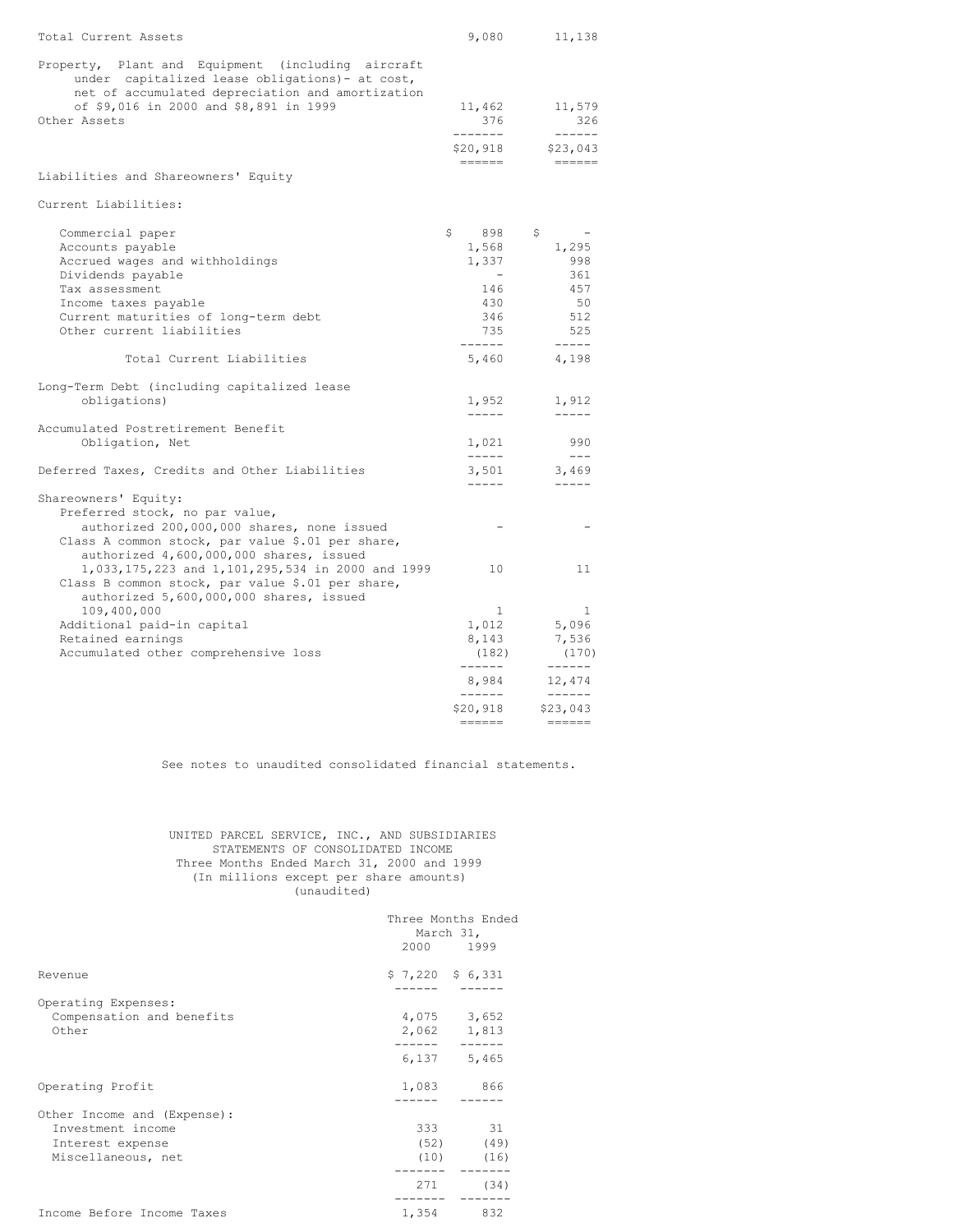| | | |
|---|---|---|
| Total Current Assets | 9,080 | 11,138 |
| Property, Plant and Equipment (including aircraft under capitalized lease obligations)- at cost, net of accumulated depreciation and amortization of $9,016 in 2000 and $8,891 in 1999 | 11,462 | 11,579 |
| Other Assets | 376 | 326 |
| | $20,918 | $23,043 |

| | | |
|---|---|---|
| **Liabilities and Shareowners' Equity** | | |
| Current Liabilities: | | |
| Commercial paper | $ 898 | $ - |
| Accounts payable | 1,568 | 1,295 |
| Accrued wages and withholdings | 1,337 | 998 |
| Dividends payable | - | 361 |
| Tax assessment | 146 | 457 |
| Income taxes payable | 430 | 50 |
| Current maturities of long-term debt | 346 | 512 |
| Other current liabilities | 735 | 525 |
| Total Current Liabilities | 5,460 | 4,198 |
| Long-Term Debt (including capitalized lease obligations) | 1,952 | 1,912 |
| Accumulated Postretirement Benefit Obligation, Net | 1,021 | 990 |
| Deferred Taxes, Credits and Other Liabilities | 3,501 | 3,469 |
| Shareowners' Equity: | | |
| Preferred stock, no par value, authorized 200,000,000 shares, none issued | - | - |
| Class A common stock, par value $.01 per share, authorized 4,600,000,000 shares, issued 1,033,175,223 and 1,101,295,534 in 2000 and 1999 | 10 | 11 |
| Class B common stock, par value $.01 per share, authorized 5,600,000,000 shares, issued 109,400,000 | 1 | 1 |
| Additional paid-in capital | 1,012 | 5,096 |
| Retained earnings | 8,143 | 7,536 |
| Accumulated other comprehensive loss | (182) | (170) |
| | 8,984 | 12,474 |
| | $20,918 | $23,043 |

See notes to unaudited consolidated financial statements.

UNITED PARCEL SERVICE, INC., AND SUBSIDIARIES
STATEMENTS OF CONSOLIDATED INCOME
Three Months Ended March 31, 2000 and 1999
(In millions except per share amounts)
(unaudited)

| | Three Months Ended March 31, | |
|---|---|---|
| | 2000 | 1999 |
| Revenue | $ 7,220 | $ 6,331 |
| Operating Expenses: | | |
| Compensation and benefits | 4,075 | 3,652 |
| Other | 2,062 | 1,813 |
| | 6,137 | 5,465 |
| Operating Profit | 1,083 | 866 |
| Other Income and (Expense): | | |
| Investment income | 333 | 31 |
| Interest expense | (52) | (49) |
| Miscellaneous, net | (10) | (16) |
| | 271 | (34) |
| Income Before Income Taxes | 1,354 | 832 |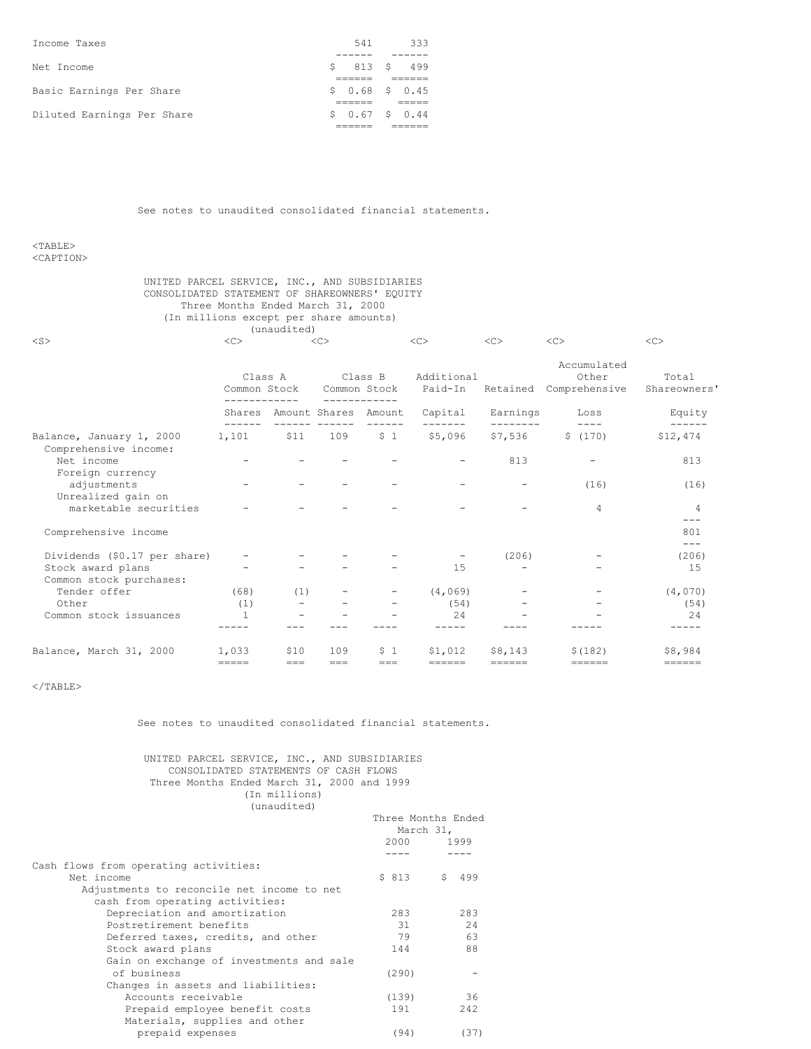| | | |
|---|---|---|
| Income Taxes | 541 | 333 |
| Net Income | $ 813 | $ 499 |
| Basic Earnings Per Share | $ 0.68 | $ 0.45 |
| Diluted Earnings Per Share | $ 0.67 | $ 0.44 |

See notes to unaudited consolidated financial statements.

UNITED PARCEL SERVICE, INC., AND SUBSIDIARIES
CONSOLIDATED STATEMENT OF SHAREOWNERS' EQUITY
Three Months Ended March 31, 2000
(In millions except per share amounts)
(unaudited)

| | Class A Common Stock | | Class B Common Stock | | Additional Paid-In | Retained | Accumulated Other Comprehensive | Total Shareowners' |
|---|---|---|---|---|---|---|---|---|
| | Shares | Amount | Shares | Amount | Capital | Earnings | Loss | Equity |
| Balance, January 1, 2000 | 1,101 | $11 | 109 | $ 1 | $5,096 | $7,536 | $ (170) | $12,474 |
| Comprehensive income: | | | | | | | | |
| Net income | - | - | - | - | - | 813 | - | 813 |
| Foreign currency adjustments | - | - | - | - | - | - | (16) | (16) |
| Unrealized gain on marketable securities | - | - | - | - | - | - | 4 | 4 |
| Comprehensive income | | | | | | | | 801 |
| Dividends ($0.17 per share) | - | - | - | - | - | (206) | - | (206) |
| Stock award plans | - | - | - | - | 15 | - | - | 15 |
| Common stock purchases: | | | | | | | | |
| Tender offer | (68) | (1) | - | - | (4,069) | - | - | (4,070) |
| Other | (1) | - | - | - | (54) | - | - | (54) |
| Common stock issuances | 1 | - | - | - | 24 | - | - | 24 |
| Balance, March 31, 2000 | 1,033 | $10 | 109 | $ 1 | $1,012 | $8,143 | $(182) | $8,984 |

See notes to unaudited consolidated financial statements.

UNITED PARCEL SERVICE, INC., AND SUBSIDIARIES
CONSOLIDATED STATEMENTS OF CASH FLOWS
Three Months Ended March 31, 2000 and 1999
(In millions)
(unaudited)

| | Three Months Ended March 31, 2000 | 1999 |
|---|---|---|
| Cash flows from operating activities: | | |
| Net income | $ 813 | $ 499 |
| Adjustments to reconcile net income to net cash from operating activities: | | |
| Depreciation and amortization | 283 | 283 |
| Postretirement benefits | 31 | 24 |
| Deferred taxes, credits, and other | 79 | 63 |
| Stock award plans | 144 | 88 |
| Gain on exchange of investments and sale of business | (290) | - |
| Changes in assets and liabilities: | | |
| Accounts receivable | (139) | 36 |
| Prepaid employee benefit costs | 191 | 242 |
| Materials, supplies and other prepaid expenses | (94) | (37) |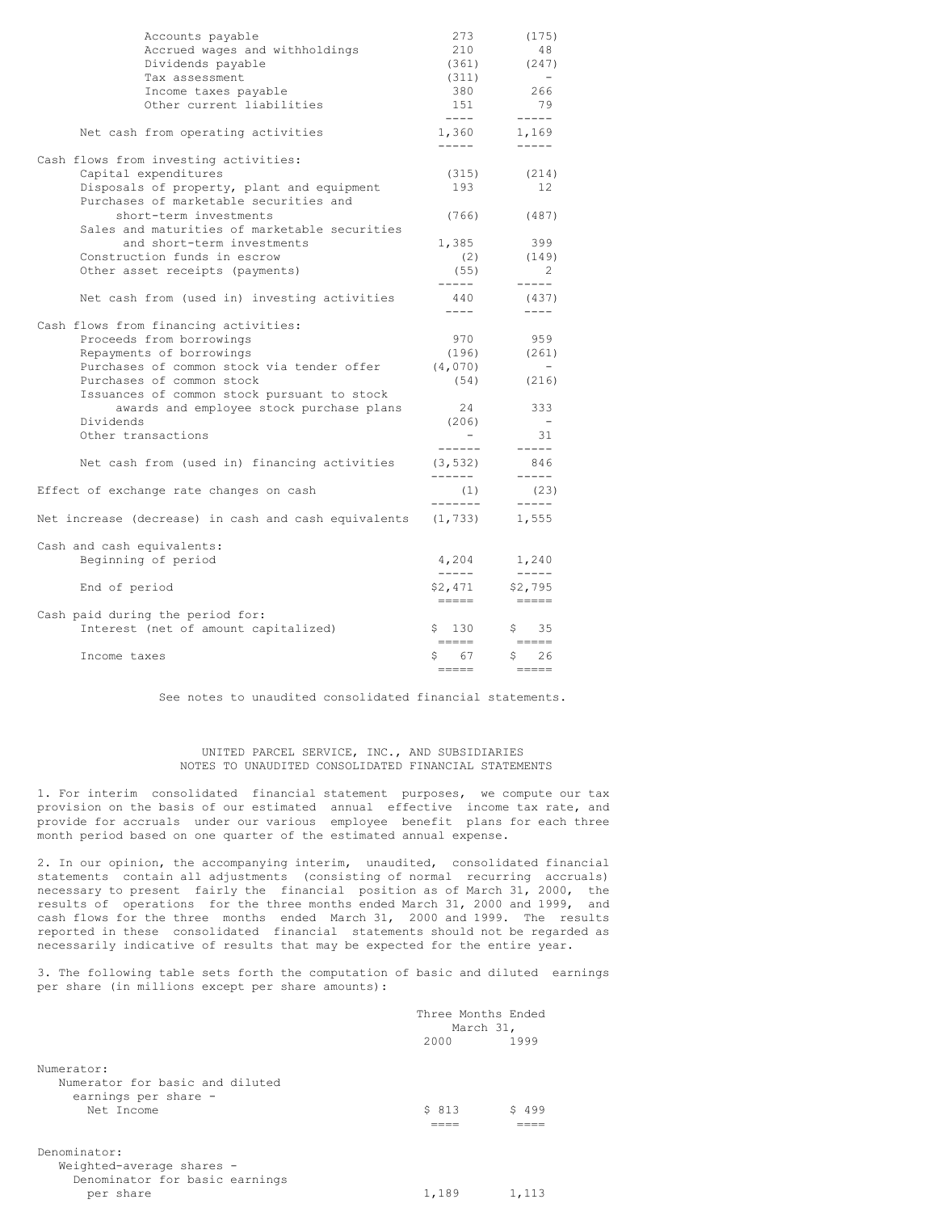| | 2000 | 1999 |
|---|---|---|
| Accounts payable | 273 | (175) |
| Accrued wages and withholdings | 210 | 48 |
| Dividends payable | (361) | (247) |
| Tax assessment | (311) | - |
| Income taxes payable | 380 | 266 |
| Other current liabilities | 151 | 79 |
| Net cash from operating activities | 1,360 | 1,169 |
| Cash flows from investing activities: | | |
| Capital expenditures | (315) | (214) |
| Disposals of property, plant and equipment | 193 | 12 |
| Purchases of marketable securities and short-term investments | (766) | (487) |
| Sales and maturities of marketable securities and short-term investments | 1,385 | 399 |
| Construction funds in escrow | (2) | (149) |
| Other asset receipts (payments) | (55) | 2 |
| Net cash from (used in) investing activities | 440 | (437) |
| Cash flows from financing activities: | | |
| Proceeds from borrowings | 970 | 959 |
| Repayments of borrowings | (196) | (261) |
| Purchases of common stock via tender offer | (4,070) | - |
| Purchases of common stock | (54) | (216) |
| Issuances of common stock pursuant to stock awards and employee stock purchase plans | 24 | 333 |
| Dividends | (206) | - |
| Other transactions | - | 31 |
| Net cash from (used in) financing activities | (3,532) | 846 |
| Effect of exchange rate changes on cash | (1) | (23) |
| Net increase (decrease) in cash and cash equivalents | (1,733) | 1,555 |
| Cash and cash equivalents: | | |
| Beginning of period | 4,204 | 1,240 |
| End of period | $2,471 | $2,795 |
| Cash paid during the period for: | | |
| Interest (net of amount capitalized) | $ 130 | $ 35 |
| Income taxes | $ 67 | $ 26 |

See notes to unaudited consolidated financial statements.

## UNITED PARCEL SERVICE, INC., AND SUBSIDIARIES
## NOTES TO UNAUDITED CONSOLIDATED FINANCIAL STATEMENTS

1. For interim consolidated financial statement purposes, we compute our tax provision on the basis of our estimated annual effective income tax rate, and provide for accruals under our various employee benefit plans for each three month period based on one quarter of the estimated annual expense.

2. In our opinion, the accompanying interim, unaudited, consolidated financial statements contain all adjustments (consisting of normal recurring accruals) necessary to present fairly the financial position as of March 31, 2000, the results of operations for the three months ended March 31, 2000 and 1999, and cash flows for the three months ended March 31, 2000 and 1999. The results reported in these consolidated financial statements should not be regarded as necessarily indicative of results that may be expected for the entire year.

3. The following table sets forth the computation of basic and diluted earnings per share (in millions except per share amounts):

| | Three Months Ended March 31, 2000 | Three Months Ended March 31, 1999 |
|---|---|---|
| Numerator: | | |
| Numerator for basic and diluted earnings per share - Net Income | $ 813 | $ 499 |
| Denominator: | | |
| Weighted-average shares - Denominator for basic earnings per share | 1,189 | 1,113 |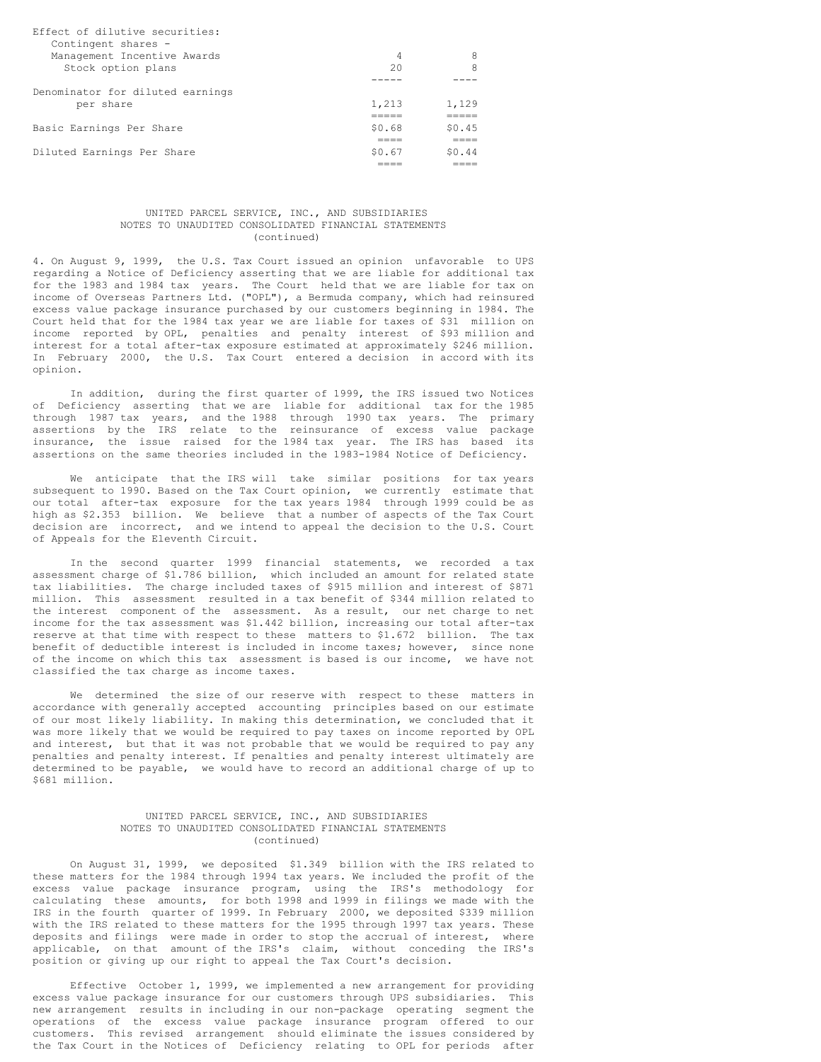| | | |
|---|---|---|
| Effect of dilutive securities: | | |
| Contingent shares - | | |
| Management Incentive Awards | 4 | 8 |
| Stock option plans | 20 | 8 |
| Denominator for diluted earnings per share | 1,213 | 1,129 |
| Basic Earnings Per Share | $0.68 | $0.45 |
| Diluted Earnings Per Share | $0.67 | $0.44 |

UNITED PARCEL SERVICE, INC., AND SUBSIDIARIES
NOTES TO UNAUDITED CONSOLIDATED FINANCIAL STATEMENTS
(continued)

4. On August 9, 1999, the U.S. Tax Court issued an opinion unfavorable to UPS regarding a Notice of Deficiency asserting that we are liable for additional tax for the 1983 and 1984 tax years. The Court held that we are liable for tax on income of Overseas Partners Ltd. ("OPL"), a Bermuda company, which had reinsured excess value package insurance purchased by our customers beginning in 1984. The Court held that for the 1984 tax year we are liable for taxes of $31 million on income reported by OPL, penalties and penalty interest of $93 million and interest for a total after-tax exposure estimated at approximately $246 million. In February 2000, the U.S. Tax Court entered a decision in accord with its opinion.

In addition, during the first quarter of 1999, the IRS issued two Notices of Deficiency asserting that we are liable for additional tax for the 1985 through 1987 tax years, and the 1988 through 1990 tax years. The primary assertions by the IRS relate to the reinsurance of excess value package insurance, the issue raised for the 1984 tax year. The IRS has based its assertions on the same theories included in the 1983-1984 Notice of Deficiency.

We anticipate that the IRS will take similar positions for tax years subsequent to 1990. Based on the Tax Court opinion, we currently estimate that our total after-tax exposure for the tax years 1984 through 1999 could be as high as $2.353 billion. We believe that a number of aspects of the Tax Court decision are incorrect, and we intend to appeal the decision to the U.S. Court of Appeals for the Eleventh Circuit.

In the second quarter 1999 financial statements, we recorded a tax assessment charge of $1.786 billion, which included an amount for related state tax liabilities. The charge included taxes of $915 million and interest of $871 million. This assessment resulted in a tax benefit of $344 million related to the interest component of the assessment. As a result, our net charge to net income for the tax assessment was $1.442 billion, increasing our total after-tax reserve at that time with respect to these matters to $1.672 billion. The tax benefit of deductible interest is included in income taxes; however, since none of the income on which this tax assessment is based is our income, we have not classified the tax charge as income taxes.

We determined the size of our reserve with respect to these matters in accordance with generally accepted accounting principles based on our estimate of our most likely liability. In making this determination, we concluded that it was more likely that we would be required to pay taxes on income reported by OPL and interest, but that it was not probable that we would be required to pay any penalties and penalty interest. If penalties and penalty interest ultimately are determined to be payable, we would have to record an additional charge of up to $681 million.

UNITED PARCEL SERVICE, INC., AND SUBSIDIARIES
NOTES TO UNAUDITED CONSOLIDATED FINANCIAL STATEMENTS
(continued)

On August 31, 1999, we deposited $1.349 billion with the IRS related to these matters for the 1984 through 1994 tax years. We included the profit of the excess value package insurance program, using the IRS's methodology for calculating these amounts, for both 1998 and 1999 in filings we made with the IRS in the fourth quarter of 1999. In February 2000, we deposited $339 million with the IRS related to these matters for the 1995 through 1997 tax years. These deposits and filings were made in order to stop the accrual of interest, where applicable, on that amount of the IRS's claim, without conceding the IRS's position or giving up our right to appeal the Tax Court's decision.

Effective October 1, 1999, we implemented a new arrangement for providing excess value package insurance for our customers through UPS subsidiaries. This new arrangement results in including in our non-package operating segment the operations of the excess value package insurance program offered to our customers. This revised arrangement should eliminate the issues considered by the Tax Court in the Notices of Deficiency relating to OPL for periods after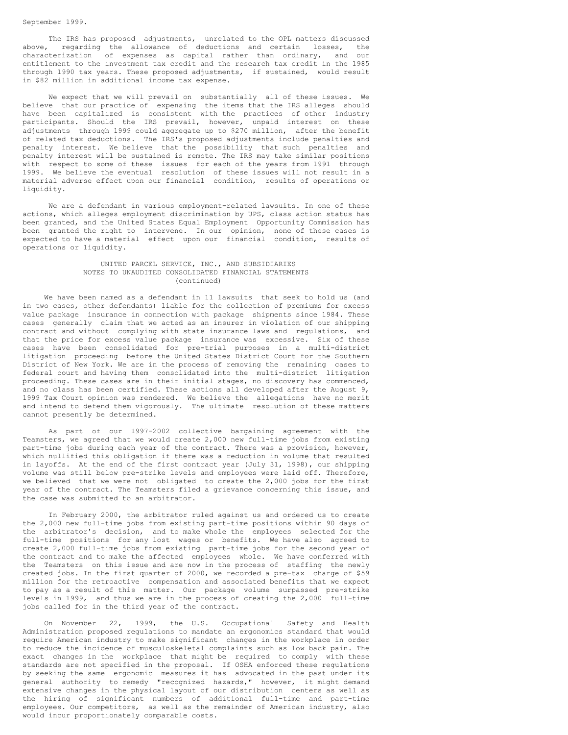September 1999.

The IRS has proposed adjustments, unrelated to the OPL matters discussed above, regarding the allowance of deductions and certain losses, the characterization of expenses as capital rather than ordinary, and our entitlement to the investment tax credit and the research tax credit in the 1985 through 1990 tax years. These proposed adjustments, if sustained, would result in $82 million in additional income tax expense.

We expect that we will prevail on substantially all of these issues. We believe that our practice of expensing the items that the IRS alleges should have been capitalized is consistent with the practices of other industry participants. Should the IRS prevail, however, unpaid interest on these adjustments through 1999 could aggregate up to $270 million, after the benefit of related tax deductions. The IRS's proposed adjustments include penalties and penalty interest. We believe that the possibility that such penalties and penalty interest will be sustained is remote. The IRS may take similar positions with respect to some of these issues for each of the years from 1991 through 1999. We believe the eventual resolution of these issues will not result in a material adverse effect upon our financial condition, results of operations or liquidity.

We are a defendant in various employment-related lawsuits. In one of these actions, which alleges employment discrimination by UPS, class action status has been granted, and the United States Equal Employment Opportunity Commission has been granted the right to intervene. In our opinion, none of these cases is expected to have a material effect upon our financial condition, results of operations or liquidity.

UNITED PARCEL SERVICE, INC., AND SUBSIDIARIES
NOTES TO UNAUDITED CONSOLIDATED FINANCIAL STATEMENTS
(continued)

We have been named as a defendant in 11 lawsuits that seek to hold us (and in two cases, other defendants) liable for the collection of premiums for excess value package insurance in connection with package shipments since 1984. These cases generally claim that we acted as an insurer in violation of our shipping contract and without complying with state insurance laws and regulations, and that the price for excess value package insurance was excessive. Six of these cases have been consolidated for pre-trial purposes in a multi-district litigation proceeding before the United States District Court for the Southern District of New York. We are in the process of removing the remaining cases to federal court and having them consolidated into the multi-district litigation proceeding. These cases are in their initial stages, no discovery has commenced, and no class has been certified. These actions all developed after the August 9, 1999 Tax Court opinion was rendered. We believe the allegations have no merit and intend to defend them vigorously. The ultimate resolution of these matters cannot presently be determined.

As part of our 1997-2002 collective bargaining agreement with the Teamsters, we agreed that we would create 2,000 new full-time jobs from existing part-time jobs during each year of the contract. There was a provision, however, which nullified this obligation if there was a reduction in volume that resulted in layoffs. At the end of the first contract year (July 31, 1998), our shipping volume was still below pre-strike levels and employees were laid off. Therefore, we believed that we were not obligated to create the 2,000 jobs for the first year of the contract. The Teamsters filed a grievance concerning this issue, and the case was submitted to an arbitrator.

In February 2000, the arbitrator ruled against us and ordered us to create the 2,000 new full-time jobs from existing part-time positions within 90 days of the arbitrator's decision, and to make whole the employees selected for the full-time positions for any lost wages or benefits. We have also agreed to create 2,000 full-time jobs from existing part-time jobs for the second year of the contract and to make the affected employees whole. We have conferred with the Teamsters on this issue and are now in the process of staffing the newly created jobs. In the first quarter of 2000, we recorded a pre-tax charge of $59 million for the retroactive compensation and associated benefits that we expect to pay as a result of this matter. Our package volume surpassed pre-strike levels in 1999, and thus we are in the process of creating the 2,000 full-time jobs called for in the third year of the contract.

On November 22, 1999, the U.S. Occupational Safety and Health Administration proposed regulations to mandate an ergonomics standard that would require American industry to make significant changes in the workplace in order to reduce the incidence of musculoskeletal complaints such as low back pain. The exact changes in the workplace that might be required to comply with these standards are not specified in the proposal. If OSHA enforced these regulations by seeking the same ergonomic measures it has advocated in the past under its general authority to remedy "recognized hazards," however, it might demand extensive changes in the physical layout of our distribution centers as well as the hiring of significant numbers of additional full-time and part-time employees. Our competitors, as well as the remainder of American industry, also would incur proportionately comparable costs.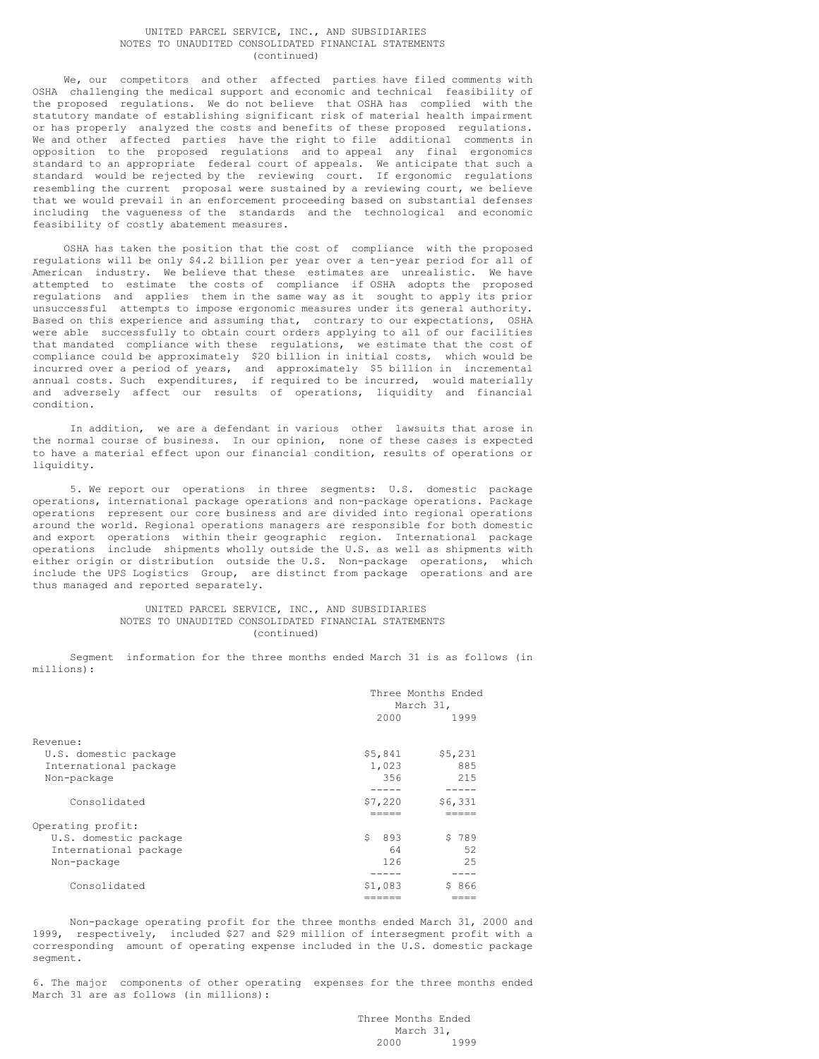We, our competitors and other affected parties have filed comments with OSHA challenging the medical support and economic and technical feasibility of the proposed regulations. We do not believe that OSHA has complied with the statutory mandate of establishing significant risk of material health impairment or has properly analyzed the costs and benefits of these proposed regulations. We and other affected parties have the right to file additional comments in opposition to the proposed regulations and to appeal any final ergonomics standard to an appropriate federal court of appeals. We anticipate that such a standard would be rejected by the reviewing court. If ergonomic regulations resembling the current proposal were sustained by a reviewing court, we believe that we would prevail in an enforcement proceeding based on substantial defenses including the vagueness of the standards and the technological and economic feasibility of costly abatement measures.

OSHA has taken the position that the cost of compliance with the proposed regulations will be only $4.2 billion per year over a ten-year period for all of American industry. We believe that these estimates are unrealistic. We have attempted to estimate the costs of compliance if OSHA adopts the proposed regulations and applies them in the same way as it sought to apply its prior unsuccessful attempts to impose ergonomic measures under its general authority. Based on this experience and assuming that, contrary to our expectations, OSHA were able successfully to obtain court orders applying to all of our facilities that mandated compliance with these regulations, we estimate that the cost of compliance could be approximately $20 billion in initial costs, which would be incurred over a period of years, and approximately $5 billion in incremental annual costs. Such expenditures, if required to be incurred, would materially and adversely affect our results of operations, liquidity and financial condition.

In addition, we are a defendant in various other lawsuits that arose in the normal course of business. In our opinion, none of these cases is expected to have a material effect upon our financial condition, results of operations or liquidity.

5. We report our operations in three segments: U.S. domestic package operations, international package operations and non-package operations. Package operations represent our core business and are divided into regional operations around the world. Regional operations managers are responsible for both domestic and export operations within their geographic region. International package operations include shipments wholly outside the U.S. as well as shipments with either origin or distribution outside the U.S. Non-package operations, which include the UPS Logistics Group, are distinct from package operations and are thus managed and reported separately.

Segment information for the three months ended March 31 is as follows (in millions):

| | Three Months Ended March 31, 2000 | 1999 |
|---|---|---|
| **Revenue:** | | |
| U.S. domestic package | $5,841 | $5,231 |
| International package | 1,023 | 885 |
| Non-package | 356 | 215 |
| Consolidated | $7,220 | $6,331 |
| **Operating profit:** | | |
| U.S. domestic package | $ 893 | $ 789 |
| International package | 64 | 52 |
| Non-package | 126 | 25 |
| Consolidated | $1,083 | $ 866 |

Non-package operating profit for the three months ended March 31, 2000 and 1999, respectively, included $27 and $29 million of intersegment profit with a corresponding amount of operating expense included in the U.S. domestic package segment.

6. The major components of other operating expenses for the three months ended March 31 are as follows (in millions):

| | Three Months Ended March 31, 2000 | 1999 |
|---|---|---|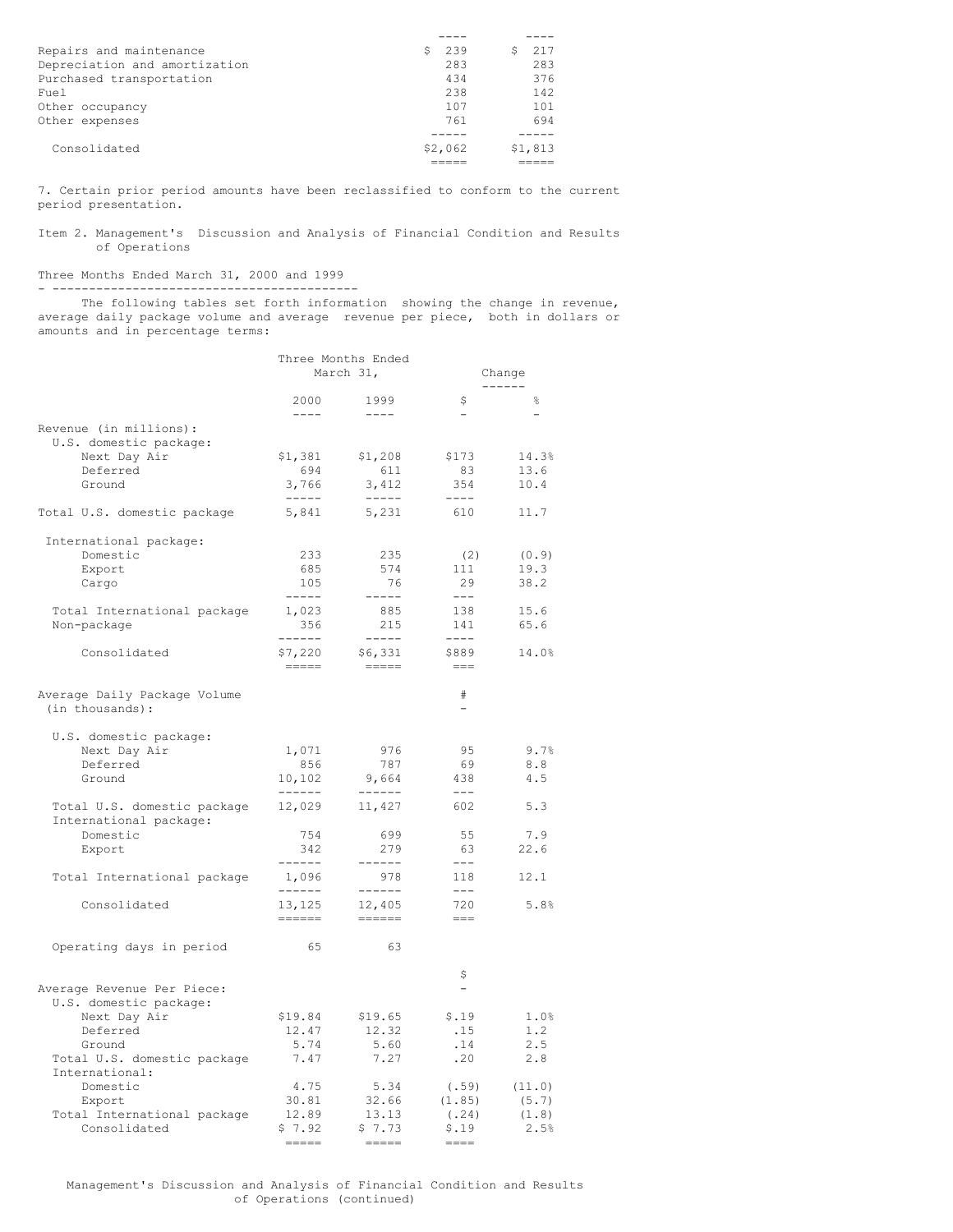| | | |
|---|---|---|
| Repairs and maintenance | $ 239 | $ 217 |
| Depreciation and amortization | 283 | 283 |
| Purchased transportation | 434 | 376 |
| Fuel | 238 | 142 |
| Other occupancy | 107 | 101 |
| Other expenses | 761 | 694 |
| Consolidated | $2,062 | $1,813 |

7. Certain prior period amounts have been reclassified to conform to the current period presentation.

Item 2. Management's Discussion and Analysis of Financial Condition and Results of Operations

Three Months Ended March 31, 2000 and 1999

The following tables set forth information showing the change in revenue, average daily package volume and average revenue per piece, both in dollars or amounts and in percentage terms:

| | Three Months Ended March 31, | | Change | |
|---|---|---|---|---|
| | 2000 | 1999 | $ | % |
| Revenue (in millions): | | | | |
| U.S. domestic package: | | | | |
| Next Day Air | $1,381 | $1,208 | $173 | 14.3% |
| Deferred | 694 | 611 | 83 | 13.6 |
| Ground | 3,766 | 3,412 | 354 | 10.4 |
| Total U.S. domestic package | 5,841 | 5,231 | 610 | 11.7 |
| International package: | | | | |
| Domestic | 233 | 235 | (2) | (0.9) |
| Export | 685 | 574 | 111 | 19.3 |
| Cargo | 105 | 76 | 29 | 38.2 |
| Total International package | 1,023 | 885 | 138 | 15.6 |
| Non-package | 356 | 215 | 141 | 65.6 |
| Consolidated | $7,220 | $6,331 | $889 | 14.0% |
| | | | # | |
| Average Daily Package Volume (in thousands): | | | | |
| U.S. domestic package: | | | | |
| Next Day Air | 1,071 | 976 | 95 | 9.7% |
| Deferred | 856 | 787 | 69 | 8.8 |
| Ground | 10,102 | 9,664 | 438 | 4.5 |
| Total U.S. domestic package | 12,029 | 11,427 | 602 | 5.3 |
| International package: | | | | |
| Domestic | 754 | 699 | 55 | 7.9 |
| Export | 342 | 279 | 63 | 22.6 |
| Total International package | 1,096 | 978 | 118 | 12.1 |
| Consolidated | 13,125 | 12,405 | 720 | 5.8% |
| Operating days in period | 65 | 63 | | |
| | | | $ | |
| Average Revenue Per Piece: | | | | |
| U.S. domestic package: | | | | |
| Next Day Air | $19.84 | $19.65 | $.19 | 1.0% |
| Deferred | 12.47 | 12.32 | .15 | 1.2 |
| Ground | 5.74 | 5.60 | .14 | 2.5 |
| Total U.S. domestic package | 7.47 | 7.27 | .20 | 2.8 |
| International: | | | | |
| Domestic | 4.75 | 5.34 | (.59) | (11.0) |
| Export | 30.81 | 32.66 | (1.85) | (5.7) |
| Total International package | 12.89 | 13.13 | (.24) | (1.8) |
| Consolidated | $ 7.92 | $ 7.73 | $.19 | 2.5% |

Management's Discussion and Analysis of Financial Condition and Results of Operations (continued)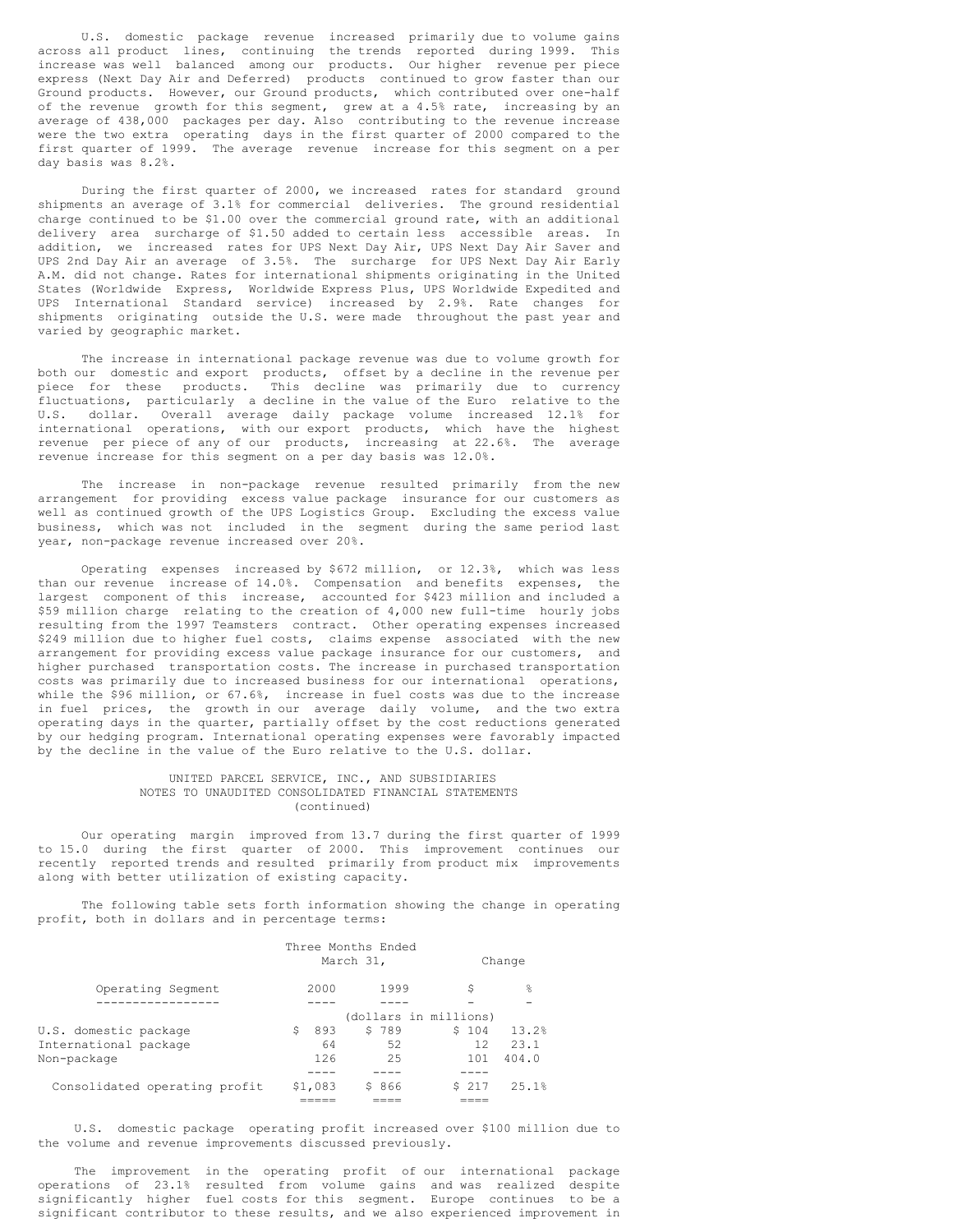U.S. domestic package revenue increased primarily due to volume gains across all product lines, continuing the trends reported during 1999. This increase was well balanced among our products. Our higher revenue per piece express (Next Day Air and Deferred) products continued to grow faster than our Ground products. However, our Ground products, which contributed over one-half of the revenue growth for this segment, grew at a 4.5% rate, increasing by an average of 438,000 packages per day. Also contributing to the revenue increase were the two extra operating days in the first quarter of 2000 compared to the first quarter of 1999. The average revenue increase for this segment on a per day basis was 8.2%.

During the first quarter of 2000, we increased rates for standard ground shipments an average of 3.1% for commercial deliveries. The ground residential charge continued to be $1.00 over the commercial ground rate, with an additional delivery area surcharge of $1.50 added to certain less accessible areas. In addition, we increased rates for UPS Next Day Air, UPS Next Day Air Saver and UPS 2nd Day Air an average of 3.5%. The surcharge for UPS Next Day Air Early A.M. did not change. Rates for international shipments originating in the United States (Worldwide Express, Worldwide Express Plus, UPS Worldwide Expedited and UPS International Standard service) increased by 2.9%. Rate changes for shipments originating outside the U.S. were made throughout the past year and varied by geographic market.

The increase in international package revenue was due to volume growth for both our domestic and export products, offset by a decline in the revenue per piece for these products. This decline was primarily due to currency fluctuations, particularly a decline in the value of the Euro relative to the U.S. dollar. Overall average daily package volume increased 12.1% for international operations, with our export products, which have the highest revenue per piece of any of our products, increasing at 22.6%. The average revenue increase for this segment on a per day basis was 12.0%.

The increase in non-package revenue resulted primarily from the new arrangement for providing excess value package insurance for our customers as well as continued growth of the UPS Logistics Group. Excluding the excess value business, which was not included in the segment during the same period last year, non-package revenue increased over 20%.

Operating expenses increased by $672 million, or 12.3%, which was less than our revenue increase of 14.0%. Compensation and benefits expenses, the largest component of this increase, accounted for $423 million and included a $59 million charge relating to the creation of 4,000 new full-time hourly jobs resulting from the 1997 Teamsters contract. Other operating expenses increased $249 million due to higher fuel costs, claims expense associated with the new arrangement for providing excess value package insurance for our customers, and higher purchased transportation costs. The increase in purchased transportation costs was primarily due to increased business for our international operations, while the $96 million, or 67.6%, increase in fuel costs was due to the increase in fuel prices, the growth in our average daily volume, and the two extra operating days in the quarter, partially offset by the cost reductions generated by our hedging program. International operating expenses were favorably impacted by the decline in the value of the Euro relative to the U.S. dollar.

UNITED PARCEL SERVICE, INC., AND SUBSIDIARIES
NOTES TO UNAUDITED CONSOLIDATED FINANCIAL STATEMENTS
(continued)

Our operating margin improved from 13.7 during the first quarter of 1999 to 15.0 during the first quarter of 2000. This improvement continues our recently reported trends and resulted primarily from product mix improvements along with better utilization of existing capacity.

The following table sets forth information showing the change in operating profit, both in dollars and in percentage terms:

| | Three Months Ended March 31, | | Change | |
|---|---|---|---|---|
| Operating Segment | 2000 | 1999 | $ | % |
| | (dollars in millions) | | | |
| U.S. domestic package | $ 893 | $ 789 | $ 104 | 13.2% |
| International package | 64 | 52 | 12 | 23.1 |
| Non-package | 126 | 25 | 101 | 404.0 |
| Consolidated operating profit | $1,083 | $ 866 | $ 217 | 25.1% |

U.S. domestic package operating profit increased over $100 million due to the volume and revenue improvements discussed previously.

The improvement in the operating profit of our international package operations of 23.1% resulted from volume gains and was realized despite significantly higher fuel costs for this segment. Europe continues to be a significant contributor to these results, and we also experienced improvement in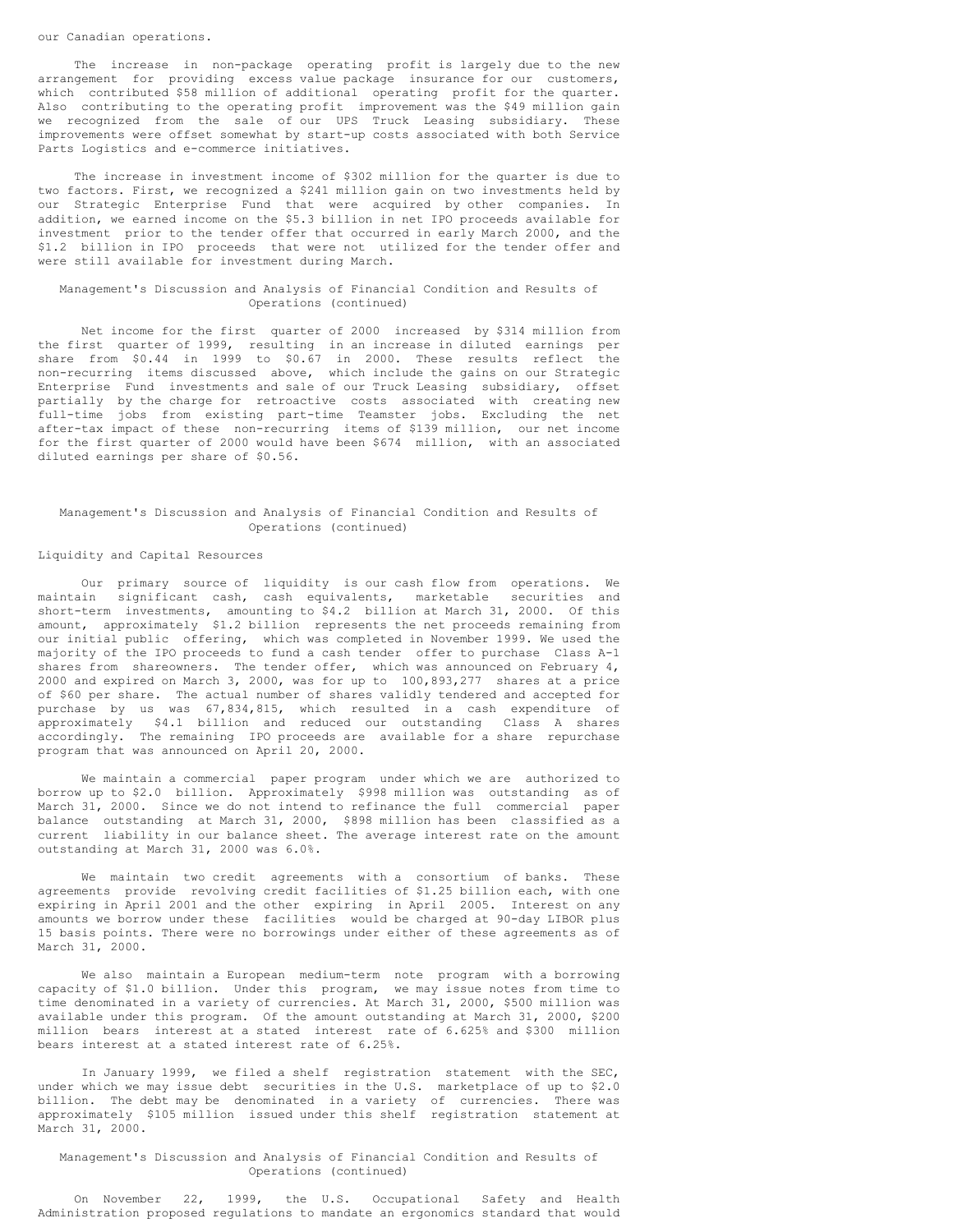our Canadian operations.

The increase in non-package operating profit is largely due to the new arrangement for providing excess value package insurance for our customers, which contributed $58 million of additional operating profit for the quarter. Also contributing to the operating profit improvement was the $49 million gain we recognized from the sale of our UPS Truck Leasing subsidiary. These improvements were offset somewhat by start-up costs associated with both Service Parts Logistics and e-commerce initiatives.

The increase in investment income of $302 million for the quarter is due to two factors. First, we recognized a $241 million gain on two investments held by our Strategic Enterprise Fund that were acquired by other companies. In addition, we earned income on the $5.3 billion in net IPO proceeds available for investment prior to the tender offer that occurred in early March 2000, and the $1.2 billion in IPO proceeds that were not utilized for the tender offer and were still available for investment during March.

Management's Discussion and Analysis of Financial Condition and Results of Operations (continued)

Net income for the first quarter of 2000 increased by $314 million from the first quarter of 1999, resulting in an increase in diluted earnings per share from $0.44 in 1999 to $0.67 in 2000. These results reflect the non-recurring items discussed above, which include the gains on our Strategic Enterprise Fund investments and sale of our Truck Leasing subsidiary, offset partially by the charge for retroactive costs associated with creating new full-time jobs from existing part-time Teamster jobs. Excluding the net after-tax impact of these non-recurring items of $139 million, our net income for the first quarter of 2000 would have been $674 million, with an associated diluted earnings per share of $0.56.

Management's Discussion and Analysis of Financial Condition and Results of Operations (continued)

## Liquidity and Capital Resources

Our primary source of liquidity is our cash flow from operations. We maintain significant cash, cash equivalents, marketable securities and short-term investments, amounting to $4.2 billion at March 31, 2000. Of this amount, approximately $1.2 billion represents the net proceeds remaining from our initial public offering, which was completed in November 1999. We used the majority of the IPO proceeds to fund a cash tender offer to purchase Class A-1 shares from shareowners. The tender offer, which was announced on February 4, 2000 and expired on March 3, 2000, was for up to 100,893,277 shares at a price of $60 per share. The actual number of shares validly tendered and accepted for purchase by us was 67,834,815, which resulted in a cash expenditure of approximately $4.1 billion and reduced our outstanding Class A shares accordingly. The remaining IPO proceeds are available for a share repurchase program that was announced on April 20, 2000.

We maintain a commercial paper program under which we are authorized to borrow up to $2.0 billion. Approximately $998 million was outstanding as of March 31, 2000. Since we do not intend to refinance the full commercial paper balance outstanding at March 31, 2000, $898 million has been classified as a current liability in our balance sheet. The average interest rate on the amount outstanding at March 31, 2000 was 6.0%.

We maintain two credit agreements with a consortium of banks. These agreements provide revolving credit facilities of $1.25 billion each, with one expiring in April 2001 and the other expiring in April 2005. Interest on any amounts we borrow under these facilities would be charged at 90-day LIBOR plus 15 basis points. There were no borrowings under either of these agreements as of March 31, 2000.

We also maintain a European medium-term note program with a borrowing capacity of $1.0 billion. Under this program, we may issue notes from time to time denominated in a variety of currencies. At March 31, 2000, $500 million was available under this program. Of the amount outstanding at March 31, 2000, $200 million bears interest at a stated interest rate of 6.625% and $300 million bears interest at a stated interest rate of 6.25%.

In January 1999, we filed a shelf registration statement with the SEC, under which we may issue debt securities in the U.S. marketplace of up to $2.0 billion. The debt may be denominated in a variety of currencies. There was approximately $105 million issued under this shelf registration statement at March 31, 2000.

Management's Discussion and Analysis of Financial Condition and Results of Operations (continued)

On November 22, 1999, the U.S. Occupational Safety and Health Administration proposed regulations to mandate an ergonomics standard that would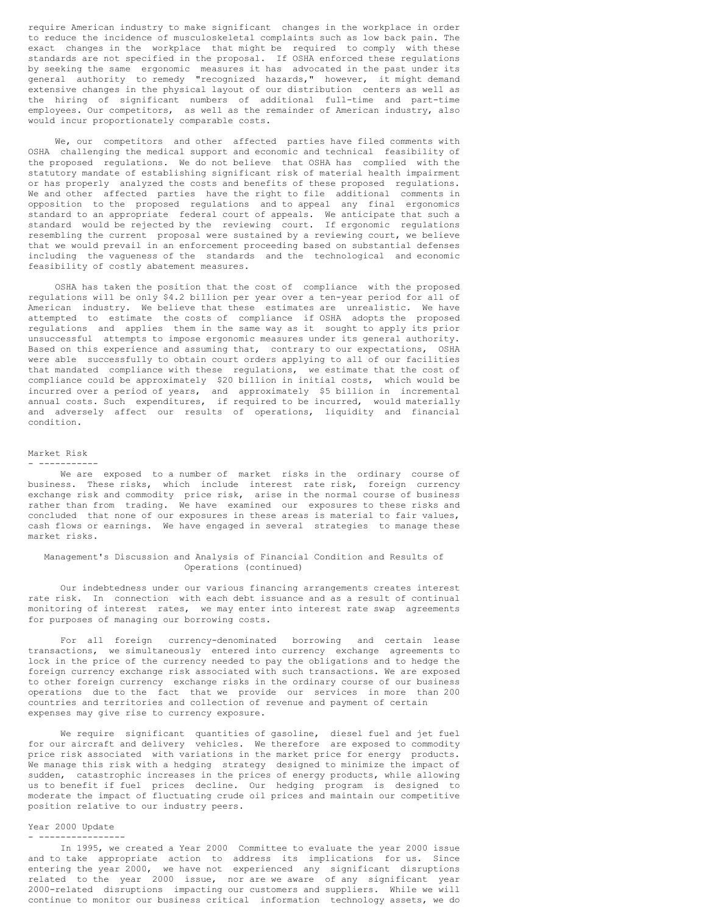require American industry to make significant changes in the workplace in order to reduce the incidence of musculoskeletal complaints such as low back pain. The exact changes in the workplace that might be required to comply with these standards are not specified in the proposal. If OSHA enforced these regulations by seeking the same ergonomic measures it has advocated in the past under its general authority to remedy "recognized hazards," however, it might demand extensive changes in the physical layout of our distribution centers as well as the hiring of significant numbers of additional full-time and part-time employees. Our competitors, as well as the remainder of American industry, also would incur proportionately comparable costs.

We, our competitors and other affected parties have filed comments with OSHA challenging the medical support and economic and technical feasibility of the proposed regulations. We do not believe that OSHA has complied with the statutory mandate of establishing significant risk of material health impairment or has properly analyzed the costs and benefits of these proposed regulations. We and other affected parties have the right to file additional comments in opposition to the proposed regulations and to appeal any final ergonomics standard to an appropriate federal court of appeals. We anticipate that such a standard would be rejected by the reviewing court. If ergonomic regulations resembling the current proposal were sustained by a reviewing court, we believe that we would prevail in an enforcement proceeding based on substantial defenses including the vagueness of the standards and the technological and economic feasibility of costly abatement measures.

OSHA has taken the position that the cost of compliance with the proposed regulations will be only $4.2 billion per year over a ten-year period for all of American industry. We believe that these estimates are unrealistic. We have attempted to estimate the costs of compliance if OSHA adopts the proposed regulations and applies them in the same way as it sought to apply its prior unsuccessful attempts to impose ergonomic measures under its general authority. Based on this experience and assuming that, contrary to our expectations, OSHA were able successfully to obtain court orders applying to all of our facilities that mandated compliance with these regulations, we estimate that the cost of compliance could be approximately $20 billion in initial costs, which would be incurred over a period of years, and approximately $5 billion in incremental annual costs. Such expenditures, if required to be incurred, would materially and adversely affect our results of operations, liquidity and financial condition.

## Market Risk

We are exposed to a number of market risks in the ordinary course of business. These risks, which include interest rate risk, foreign currency exchange risk and commodity price risk, arise in the normal course of business rather than from trading. We have examined our exposures to these risks and concluded that none of our exposures in these areas is material to fair values, cash flows or earnings. We have engaged in several strategies to manage these market risks.

Our indebtedness under our various financing arrangements creates interest rate risk. In connection with each debt issuance and as a result of continual monitoring of interest rates, we may enter into interest rate swap agreements for purposes of managing our borrowing costs.

For all foreign currency-denominated borrowing and certain lease transactions, we simultaneously entered into currency exchange agreements to lock in the price of the currency needed to pay the obligations and to hedge the foreign currency exchange risk associated with such transactions. We are exposed to other foreign currency exchange risks in the ordinary course of our business operations due to the fact that we provide our services in more than 200 countries and territories and collection of revenue and payment of certain expenses may give rise to currency exposure.

We require significant quantities of gasoline, diesel fuel and jet fuel for our aircraft and delivery vehicles. We therefore are exposed to commodity price risk associated with variations in the market price for energy products. We manage this risk with a hedging strategy designed to minimize the impact of sudden, catastrophic increases in the prices of energy products, while allowing us to benefit if fuel prices decline. Our hedging program is designed to moderate the impact of fluctuating crude oil prices and maintain our competitive position relative to our industry peers.

## Year 2000 Update

In 1995, we created a Year 2000 Committee to evaluate the year 2000 issue and to take appropriate action to address its implications for us. Since entering the year 2000, we have not experienced any significant disruptions related to the year 2000 issue, nor are we aware of any significant year 2000-related disruptions impacting our customers and suppliers. While we will continue to monitor our business critical information technology assets, we do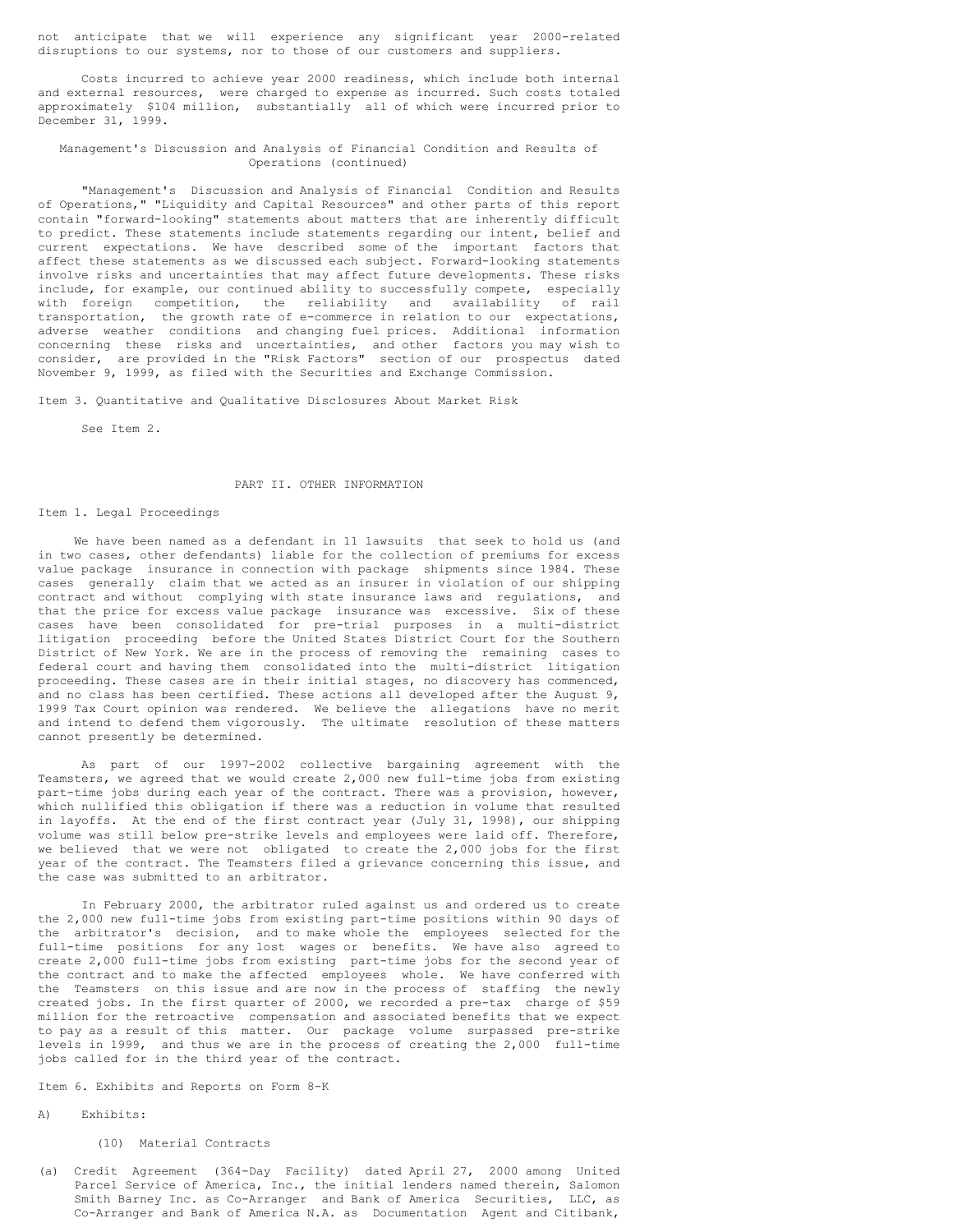not anticipate that we will experience any significant year 2000-related disruptions to our systems, nor to those of our customers and suppliers.

Costs incurred to achieve year 2000 readiness, which include both internal and external resources, were charged to expense as incurred. Such costs totaled approximately $104 million, substantially all of which were incurred prior to December 31, 1999.

Management's Discussion and Analysis of Financial Condition and Results of Operations (continued)

"Management's Discussion and Analysis of Financial Condition and Results of Operations," "Liquidity and Capital Resources" and other parts of this report contain "forward-looking" statements about matters that are inherently difficult to predict. These statements include statements regarding our intent, belief and current expectations. We have described some of the important factors that affect these statements as we discussed each subject. Forward-looking statements involve risks and uncertainties that may affect future developments. These risks include, for example, our continued ability to successfully compete, especially with foreign competition, the reliability and availability of rail transportation, the growth rate of e-commerce in relation to our expectations, adverse weather conditions and changing fuel prices. Additional information concerning these risks and uncertainties, and other factors you may wish to consider, are provided in the "Risk Factors" section of our prospectus dated November 9, 1999, as filed with the Securities and Exchange Commission.

Item 3. Quantitative and Qualitative Disclosures About Market Risk

See Item 2.

## PART II. OTHER INFORMATION

Item 1. Legal Proceedings

We have been named as a defendant in 11 lawsuits that seek to hold us (and in two cases, other defendants) liable for the collection of premiums for excess value package insurance in connection with package shipments since 1984. These cases generally claim that we acted as an insurer in violation of our shipping contract and without complying with state insurance laws and regulations, and that the price for excess value package insurance was excessive. Six of these cases have been consolidated for pre-trial purposes in a multi-district litigation proceeding before the United States District Court for the Southern District of New York. We are in the process of removing the remaining cases to federal court and having them consolidated into the multi-district litigation proceeding. These cases are in their initial stages, no discovery has commenced, and no class has been certified. These actions all developed after the August 9, 1999 Tax Court opinion was rendered. We believe the allegations have no merit and intend to defend them vigorously. The ultimate resolution of these matters cannot presently be determined.

As part of our 1997-2002 collective bargaining agreement with the Teamsters, we agreed that we would create 2,000 new full-time jobs from existing part-time jobs during each year of the contract. There was a provision, however, which nullified this obligation if there was a reduction in volume that resulted in layoffs. At the end of the first contract year (July 31, 1998), our shipping volume was still below pre-strike levels and employees were laid off. Therefore, we believed that we were not obligated to create the 2,000 jobs for the first year of the contract. The Teamsters filed a grievance concerning this issue, and the case was submitted to an arbitrator.

In February 2000, the arbitrator ruled against us and ordered us to create the 2,000 new full-time jobs from existing part-time positions within 90 days of the arbitrator's decision, and to make whole the employees selected for the full-time positions for any lost wages or benefits. We have also agreed to create 2,000 full-time jobs from existing part-time jobs for the second year of the contract and to make the affected employees whole. We have conferred with the Teamsters on this issue and are now in the process of staffing the newly created jobs. In the first quarter of 2000, we recorded a pre-tax charge of $59 million for the retroactive compensation and associated benefits that we expect to pay as a result of this matter. Our package volume surpassed pre-strike levels in 1999, and thus we are in the process of creating the 2,000 full-time jobs called for in the third year of the contract.

Item 6. Exhibits and Reports on Form 8-K

A) Exhibits:

(10) Material Contracts

(a) Credit Agreement (364-Day Facility) dated April 27, 2000 among United Parcel Service of America, Inc., the initial lenders named therein, Salomon Smith Barney Inc. as Co-Arranger and Bank of America Securities, LLC, as Co-Arranger and Bank of America N.A. as Documentation Agent and Citibank,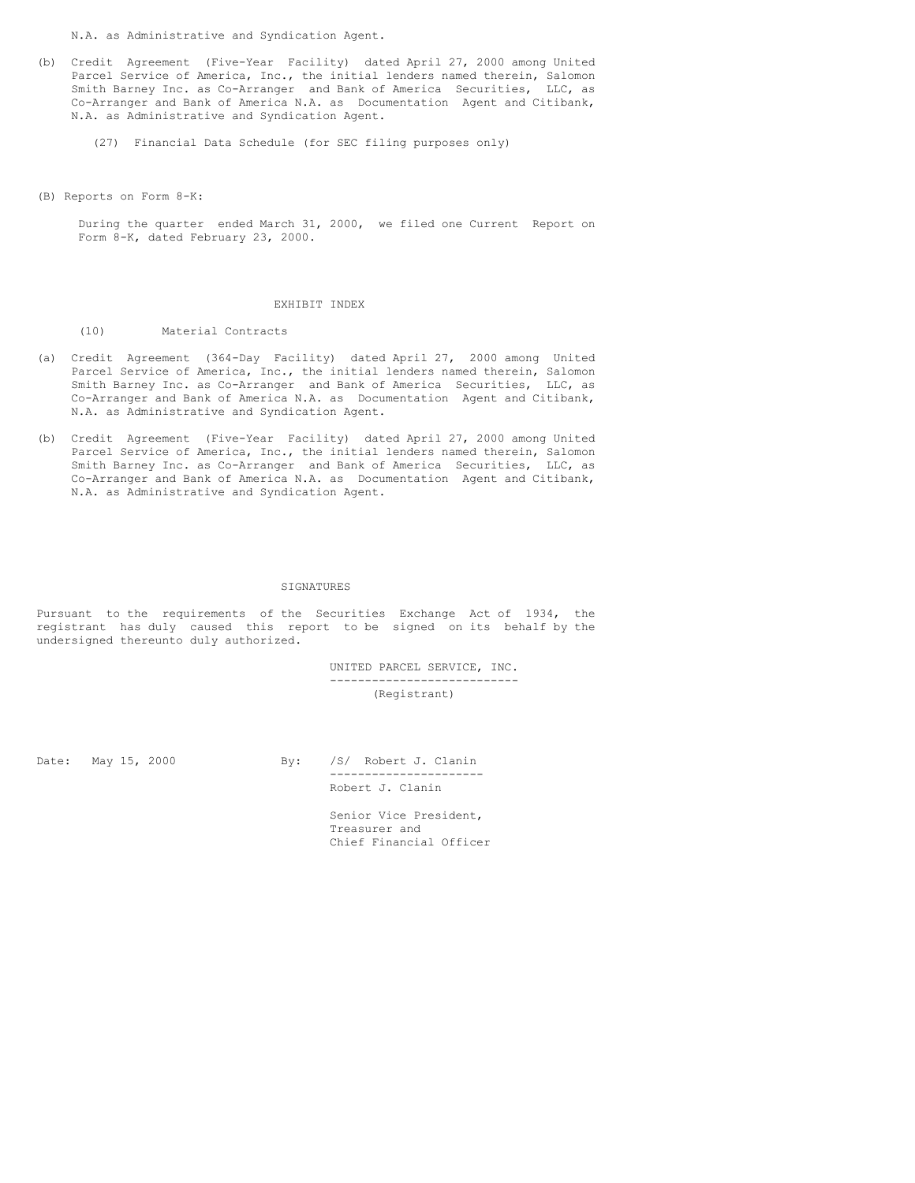N.A. as Administrative and Syndication Agent.

(b) Credit Agreement (Five-Year Facility) dated April 27, 2000 among United Parcel Service of America, Inc., the initial lenders named therein, Salomon Smith Barney Inc. as Co-Arranger and Bank of America Securities, LLC, as Co-Arranger and Bank of America N.A. as Documentation Agent and Citibank, N.A. as Administrative and Syndication Agent.

(27) Financial Data Schedule (for SEC filing purposes only)

(B) Reports on Form 8-K:

During the quarter ended March 31, 2000, we filed one Current Report on Form 8-K, dated February 23, 2000.

## EXHIBIT INDEX

(10) Material Contracts

(a) Credit Agreement (364-Day Facility) dated April 27, 2000 among United Parcel Service of America, Inc., the initial lenders named therein, Salomon Smith Barney Inc. as Co-Arranger and Bank of America Securities, LLC, as Co-Arranger and Bank of America N.A. as Documentation Agent and Citibank, N.A. as Administrative and Syndication Agent.

(b) Credit Agreement (Five-Year Facility) dated April 27, 2000 among United Parcel Service of America, Inc., the initial lenders named therein, Salomon Smith Barney Inc. as Co-Arranger and Bank of America Securities, LLC, as Co-Arranger and Bank of America N.A. as Documentation Agent and Citibank, N.A. as Administrative and Syndication Agent.

## SIGNATURES

Pursuant to the requirements of the Securities Exchange Act of 1934, the registrant has duly caused this report to be signed on its behalf by the undersigned thereunto duly authorized.

UNITED PARCEL SERVICE, INC.
(Registrant)

Date: May 15, 2000

By: /S/ Robert J. Clanin

Robert J. Clanin

Senior Vice President,
Treasurer and
Chief Financial Officer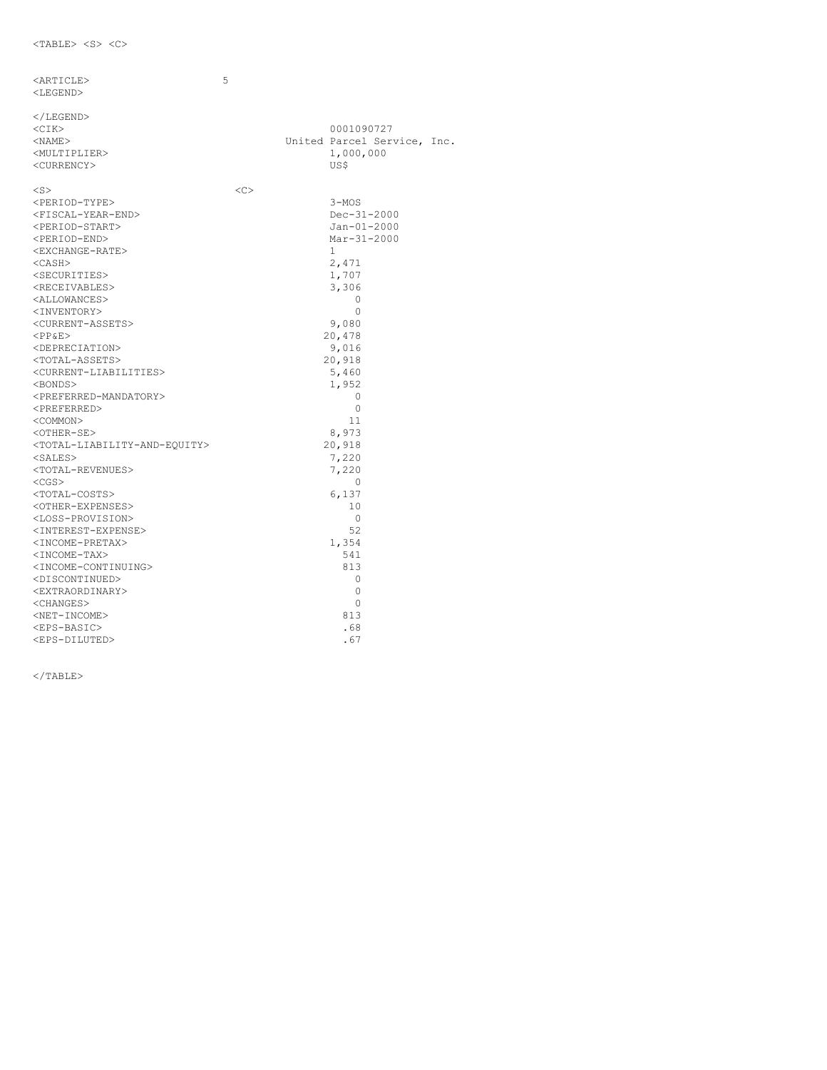```
<TABLE> <S> <C>

<ARTICLE>                     5
<LEGEND>

</LEGEND>
<CIK>                                          0001090727
<NAME>                                 United Parcel Service, Inc.
<MULTIPLIER>                                   1,000,000
<CURRENCY>                                     US$

<S>                              <C>
<PERIOD-TYPE>                                  3-MOS
<FISCAL-YEAR-END>                              Dec-31-2000
<PERIOD-START>                                 Jan-01-2000
<PERIOD-END>                                   Mar-31-2000
<EXCHANGE-RATE>                                1
<CASH>                                         2,471
<SECURITIES>                                   1,707
<RECEIVABLES>                                  3,306
<ALLOWANCES>                                       0
<INVENTORY>                                        0
<CURRENT-ASSETS>                               9,080
<PP&E>                                        20,478
<DEPRECIATION>                                 9,016
<TOTAL-ASSETS>                                20,918
<CURRENT-LIABILITIES>                          5,460
<BONDS>                                        1,952
<PREFERRED-MANDATORY>                              0
<PREFERRED>                                        0
<COMMON>                                          11
<OTHER-SE>                                     8,973
<TOTAL-LIABILITY-AND-EQUITY>                  20,918
<SALES>                                        7,220
<TOTAL-REVENUES>                               7,220
<CGS>                                              0
<TOTAL-COSTS>                                  6,137
<OTHER-EXPENSES>                                  10
<LOSS-PROVISION>                                   0
<INTEREST-EXPENSE>                                52
<INCOME-PRETAX>                                1,354
<INCOME-TAX>                                     541
<INCOME-CONTINUING>                              813
<DISCONTINUED>                                     0
<EXTRAORDINARY>                                    0
<CHANGES>                                          0
<NET-INCOME>                                     813
<EPS-BASIC>                                      .68
<EPS-DILUTED>                                    .67

</TABLE>
```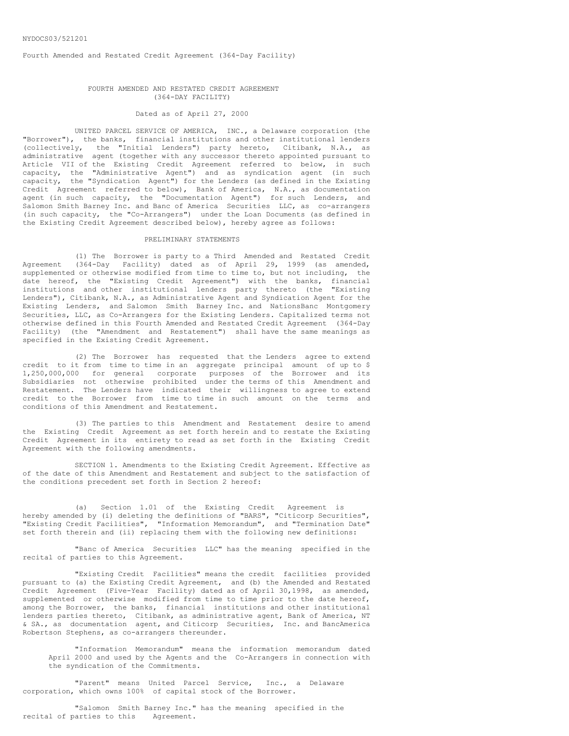NYDOCS03/521201

Fourth Amended and Restated Credit Agreement (364-Day Facility)

FOURTH AMENDED AND RESTATED CREDIT AGREEMENT
(364-DAY FACILITY)

Dated as of April 27, 2000

UNITED PARCEL SERVICE OF AMERICA, INC., a Delaware corporation (the "Borrower"), the banks, financial institutions and other institutional lenders (collectively, the "Initial Lenders") party hereto, Citibank, N.A., as administrative agent (together with any successor thereto appointed pursuant to Article VII of the Existing Credit Agreement referred to below, in such capacity, the "Administrative Agent") and as syndication agent (in such capacity, the "Syndication Agent") for the Lenders (as defined in the Existing Credit Agreement referred to below), Bank of America, N.A., as documentation agent (in such capacity, the "Documentation Agent") for such Lenders, and Salomon Smith Barney Inc. and Banc of America Securities LLC, as co-arrangers (in such capacity, the "Co-Arrangers") under the Loan Documents (as defined in the Existing Credit Agreement described below), hereby agree as follows:

PRELIMINARY STATEMENTS

(1) The Borrower is party to a Third Amended and Restated Credit Agreement (364-Day Facility) dated as of April 29, 1999 (as amended, supplemented or otherwise modified from time to time to, but not including, the date hereof, the "Existing Credit Agreement") with the banks, financial institutions and other institutional lenders party thereto (the "Existing Lenders"), Citibank, N.A., as Administrative Agent and Syndication Agent for the Existing Lenders, and Salomon Smith Barney Inc. and NationsBanc Montgomery Securities, LLC, as Co-Arrangers for the Existing Lenders. Capitalized terms not otherwise defined in this Fourth Amended and Restated Credit Agreement (364-Day Facility) (the "Amendment and Restatement") shall have the same meanings as specified in the Existing Credit Agreement.

(2) The Borrower has requested that the Lenders agree to extend credit to it from time to time in an aggregate principal amount of up to $ 1,250,000,000 for general corporate purposes of the Borrower and its Subsidiaries not otherwise prohibited under the terms of this Amendment and Restatement. The Lenders have indicated their willingness to agree to extend credit to the Borrower from time to time in such amount on the terms and conditions of this Amendment and Restatement.

(3) The parties to this Amendment and Restatement desire to amend the Existing Credit Agreement as set forth herein and to restate the Existing Credit Agreement in its entirety to read as set forth in the Existing Credit Agreement with the following amendments.

SECTION 1. Amendments to the Existing Credit Agreement. Effective as of the date of this Amendment and Restatement and subject to the satisfaction of the conditions precedent set forth in Section 2 hereof:

(a) Section 1.01 of the Existing Credit Agreement is hereby amended by (i) deleting the definitions of "BARS", "Citicorp Securities", "Existing Credit Facilities", "Information Memorandum", and "Termination Date" set forth therein and (ii) replacing them with the following new definitions:

"Banc of America Securities LLC" has the meaning specified in the recital of parties to this Agreement.

"Existing Credit Facilities" means the credit facilities provided pursuant to (a) the Existing Credit Agreement, and (b) the Amended and Restated Credit Agreement (Five-Year Facility) dated as of April 30,1998, as amended, supplemented or otherwise modified from time to time prior to the date hereof, among the Borrower, the banks, financial institutions and other institutional lenders parties thereto, Citibank, as administrative agent, Bank of America, NT & SA., as documentation agent, and Citicorp Securities, Inc. and BancAmerica Robertson Stephens, as co-arrangers thereunder.

"Information Memorandum" means the information memorandum dated April 2000 and used by the Agents and the Co-Arrangers in connection with the syndication of the Commitments.

"Parent" means United Parcel Service, Inc., a Delaware corporation, which owns 100% of capital stock of the Borrower.

"Salomon Smith Barney Inc." has the meaning specified in the recital of parties to this Agreement.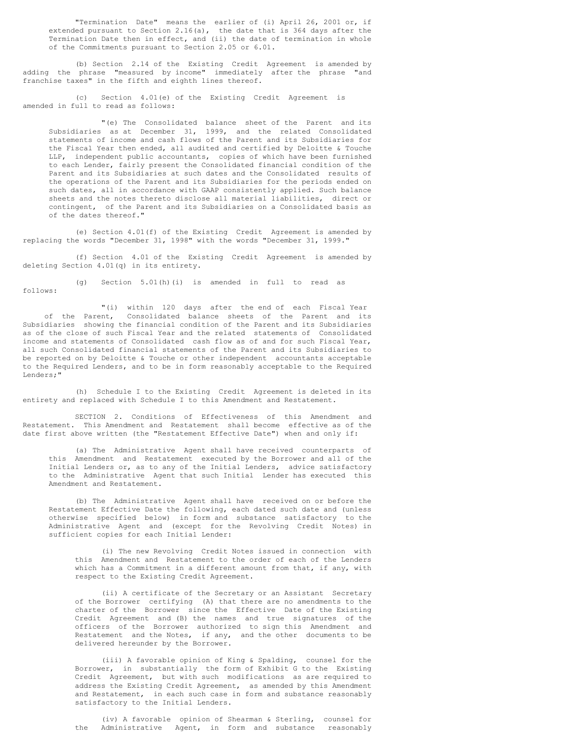"Termination Date" means the earlier of (i) April 26, 2001 or, if extended pursuant to Section 2.16(a), the date that is 364 days after the Termination Date then in effect, and (ii) the date of termination in whole of the Commitments pursuant to Section 2.05 or 6.01.

(b) Section 2.14 of the Existing Credit Agreement is amended by adding the phrase "measured by income" immediately after the phrase "and franchise taxes" in the fifth and eighth lines thereof.

(c) Section 4.01(e) of the Existing Credit Agreement is amended in full to read as follows:

"(e) The Consolidated balance sheet of the Parent and its Subsidiaries as at December 31, 1999, and the related Consolidated statements of income and cash flows of the Parent and its Subsidiaries for the Fiscal Year then ended, all audited and certified by Deloitte & Touche LLP, independent public accountants, copies of which have been furnished to each Lender, fairly present the Consolidated financial condition of the Parent and its Subsidiaries at such dates and the Consolidated results of the operations of the Parent and its Subsidiaries for the periods ended on such dates, all in accordance with GAAP consistently applied. Such balance sheets and the notes thereto disclose all material liabilities, direct or contingent, of the Parent and its Subsidiaries on a Consolidated basis as of the dates thereof."

(e) Section 4.01(f) of the Existing Credit Agreement is amended by replacing the words "December 31, 1998" with the words "December 31, 1999."

(f) Section 4.01 of the Existing Credit Agreement is amended by deleting Section 4.01(q) in its entirety.

(g) Section 5.01(h)(i) is amended in full to read as follows:

"(i) within 120 days after the end of each Fiscal Year of the Parent, Consolidated balance sheets of the Parent and its Subsidiaries showing the financial condition of the Parent and its Subsidiaries as of the close of such Fiscal Year and the related statements of Consolidated income and statements of Consolidated cash flow as of and for such Fiscal Year, all such Consolidated financial statements of the Parent and its Subsidiaries to be reported on by Deloitte & Touche or other independent accountants acceptable to the Required Lenders, and to be in form reasonably acceptable to the Required Lenders;"

(h) Schedule I to the Existing Credit Agreement is deleted in its entirety and replaced with Schedule I to this Amendment and Restatement.

SECTION 2. Conditions of Effectiveness of this Amendment and Restatement. This Amendment and Restatement shall become effective as of the date first above written (the "Restatement Effective Date") when and only if:

(a) The Administrative Agent shall have received counterparts of this Amendment and Restatement executed by the Borrower and all of the Initial Lenders or, as to any of the Initial Lenders, advice satisfactory to the Administrative Agent that such Initial Lender has executed this Amendment and Restatement.

(b) The Administrative Agent shall have received on or before the Restatement Effective Date the following, each dated such date and (unless otherwise specified below) in form and substance satisfactory to the Administrative Agent and (except for the Revolving Credit Notes) in sufficient copies for each Initial Lender:

(i) The new Revolving Credit Notes issued in connection with this Amendment and Restatement to the order of each of the Lenders which has a Commitment in a different amount from that, if any, with respect to the Existing Credit Agreement.

(ii) A certificate of the Secretary or an Assistant Secretary of the Borrower certifying (A) that there are no amendments to the charter of the Borrower since the Effective Date of the Existing Credit Agreement and (B) the names and true signatures of the officers of the Borrower authorized to sign this Amendment and Restatement and the Notes, if any, and the other documents to be delivered hereunder by the Borrower.

(iii) A favorable opinion of King & Spalding, counsel for the Borrower, in substantially the form of Exhibit G to the Existing Credit Agreement, but with such modifications as are required to address the Existing Credit Agreement, as amended by this Amendment and Restatement, in each such case in form and substance reasonably satisfactory to the Initial Lenders.

(iv) A favorable opinion of Shearman & Sterling, counsel for the Administrative Agent, in form and substance reasonably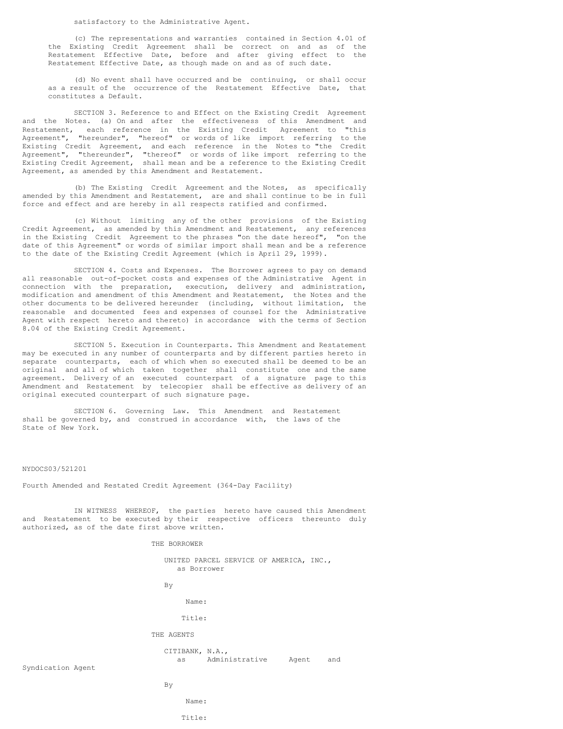satisfactory to the Administrative Agent.

(c) The representations and warranties contained in Section 4.01 of the Existing Credit Agreement shall be correct on and as of the Restatement Effective Date, before and after giving effect to the Restatement Effective Date, as though made on and as of such date.

(d) No event shall have occurred and be continuing, or shall occur as a result of the occurrence of the Restatement Effective Date, that constitutes a Default.

SECTION 3. Reference to and Effect on the Existing Credit Agreement and the Notes. (a) On and after the effectiveness of this Amendment and Restatement, each reference in the Existing Credit Agreement to "this Agreement", "hereunder", "hereof" or words of like import referring to the Existing Credit Agreement, and each reference in the Notes to "the Credit Agreement", "thereunder", "thereof" or words of like import referring to the Existing Credit Agreement, shall mean and be a reference to the Existing Credit Agreement, as amended by this Amendment and Restatement.

(b) The Existing Credit Agreement and the Notes, as specifically amended by this Amendment and Restatement, are and shall continue to be in full force and effect and are hereby in all respects ratified and confirmed.

(c) Without limiting any of the other provisions of the Existing Credit Agreement, as amended by this Amendment and Restatement, any references in the Existing Credit Agreement to the phrases "on the date hereof", "on the date of this Agreement" or words of similar import shall mean and be a reference to the date of the Existing Credit Agreement (which is April 29, 1999).

SECTION 4. Costs and Expenses. The Borrower agrees to pay on demand all reasonable out-of-pocket costs and expenses of the Administrative Agent in connection with the preparation, execution, delivery and administration, modification and amendment of this Amendment and Restatement, the Notes and the other documents to be delivered hereunder (including, without limitation, the reasonable and documented fees and expenses of counsel for the Administrative Agent with respect hereto and thereto) in accordance with the terms of Section 8.04 of the Existing Credit Agreement.

SECTION 5. Execution in Counterparts. This Amendment and Restatement may be executed in any number of counterparts and by different parties hereto in separate counterparts, each of which when so executed shall be deemed to be an original and all of which taken together shall constitute one and the same agreement. Delivery of an executed counterpart of a signature page to this Amendment and Restatement by telecopier shall be effective as delivery of an original executed counterpart of such signature page.

SECTION 6. Governing Law. This Amendment and Restatement shall be governed by, and construed in accordance with, the laws of the State of New York.

NYDOCS03/521201

Fourth Amended and Restated Credit Agreement (364-Day Facility)

IN WITNESS WHEREOF, the parties hereto have caused this Amendment and Restatement to be executed by their respective officers thereunto duly authorized, as of the date first above written.

THE BORROWER

UNITED PARCEL SERVICE OF AMERICA, INC.,
as Borrower

By

Name:

Title:

THE AGENTS

CITIBANK, N.A.,
as Administrative Agent and Syndication Agent

By

Name:

Title: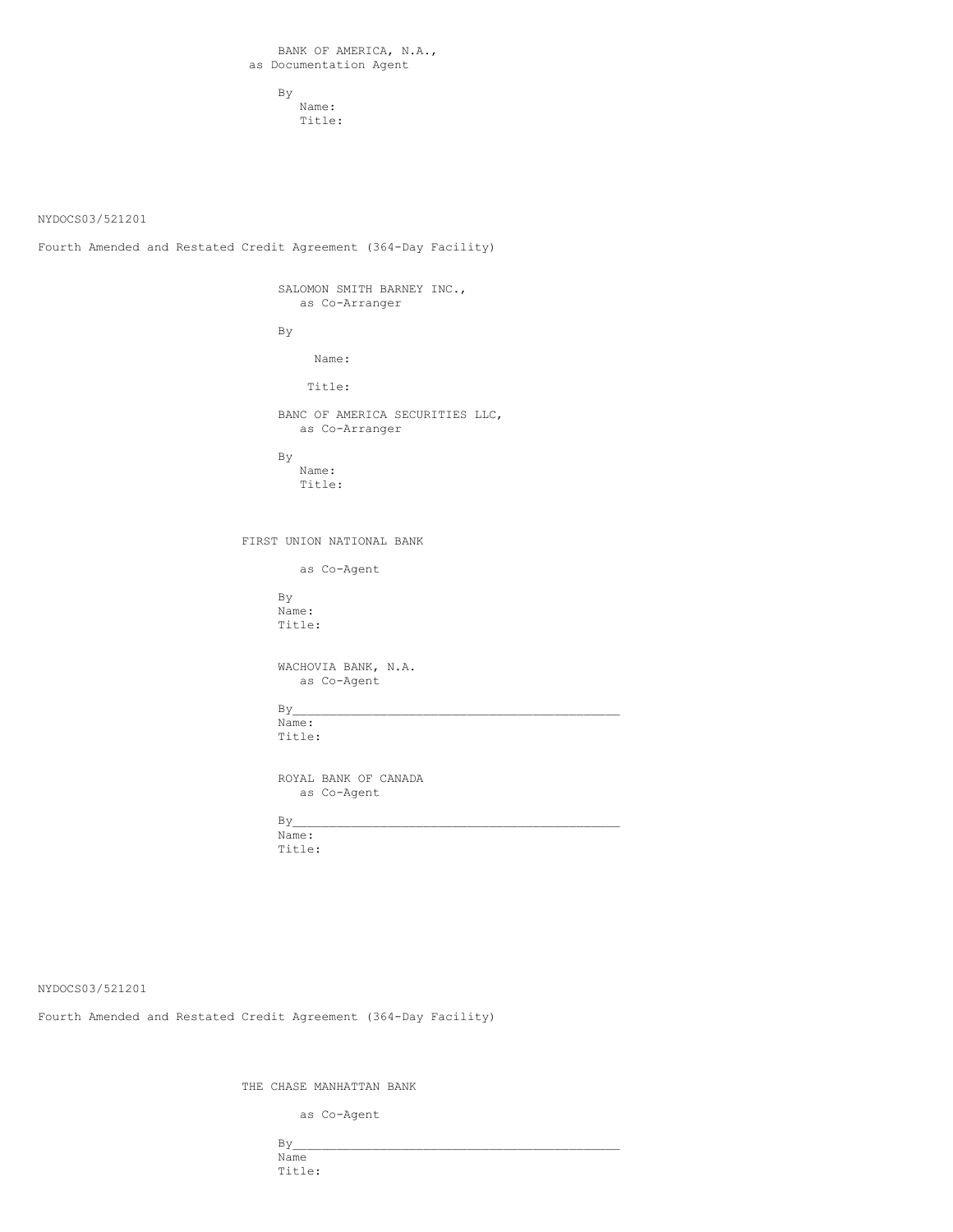BANK OF AMERICA, N.A.,
as Documentation Agent

By
Name:
Title:

NYDOCS03/521201

Fourth Amended and Restated Credit Agreement (364-Day Facility)

SALOMON SMITH BARNEY INC.,
as Co-Arranger

By

Name:

Title:

BANC OF AMERICA SECURITIES LLC,
as Co-Arranger

By
Name:
Title:

FIRST UNION NATIONAL BANK

as Co-Agent

By
Name:
Title:

WACHOVIA BANK, N.A.
as Co-Agent

By_______________________________________________
Name:
Title:

ROYAL BANK OF CANADA
as Co-Agent

By_______________________________________________
Name:
Title:

NYDOCS03/521201

Fourth Amended and Restated Credit Agreement (364-Day Facility)

THE CHASE MANHATTAN BANK

as Co-Agent

By_______________________________________________
Name
Title: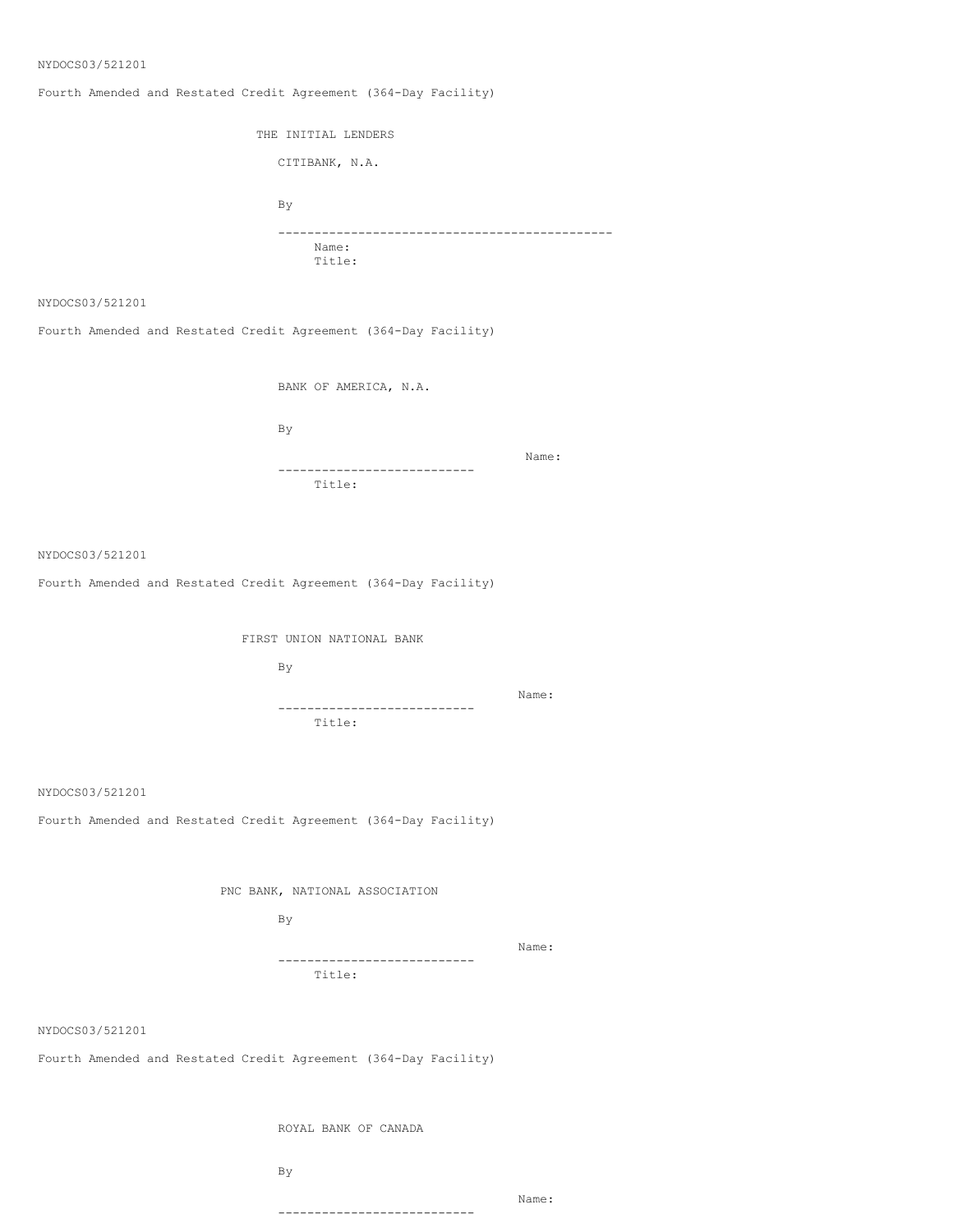THE INITIAL LENDERS

CITIBANK, N.A.

By

---------------------------------------------

Name:
Title:

BANK OF AMERICA, N.A.

By

--------------------------- Name:
Title:

FIRST UNION NATIONAL BANK

By

--------------------------- Name:
Title:

PNC BANK, NATIONAL ASSOCIATION

By

--------------------------- Name:
Title:

ROYAL BANK OF CANADA

By

--------------------------- Name: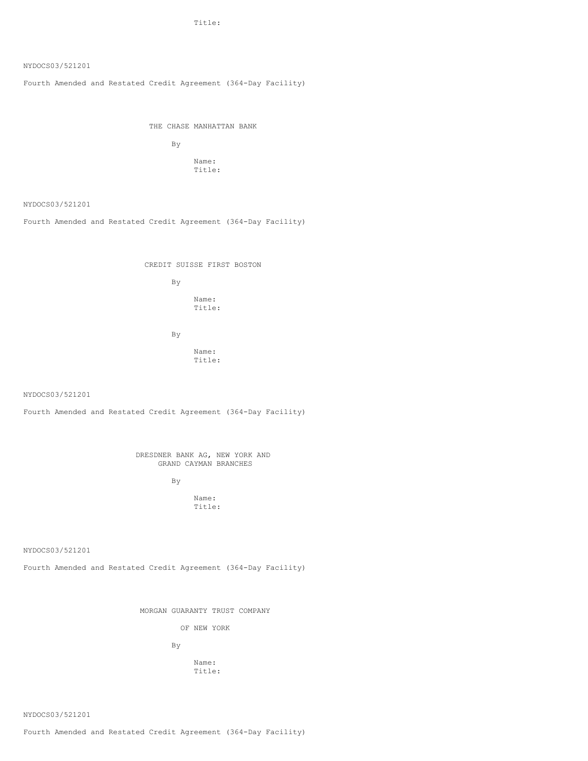Title:

NYDOCS03/521201

Fourth Amended and Restated Credit Agreement (364-Day Facility)

THE CHASE MANHATTAN BANK

By

Name:
Title:

NYDOCS03/521201

Fourth Amended and Restated Credit Agreement (364-Day Facility)

CREDIT SUISSE FIRST BOSTON

By

Name:
Title:

By

Name:
Title:

NYDOCS03/521201

Fourth Amended and Restated Credit Agreement (364-Day Facility)

DRESDNER BANK AG, NEW YORK AND GRAND CAYMAN BRANCHES

By

Name:
Title:

NYDOCS03/521201

Fourth Amended and Restated Credit Agreement (364-Day Facility)

MORGAN GUARANTY TRUST COMPANY

OF NEW YORK

By

Name:
Title:

NYDOCS03/521201

Fourth Amended and Restated Credit Agreement (364-Day Facility)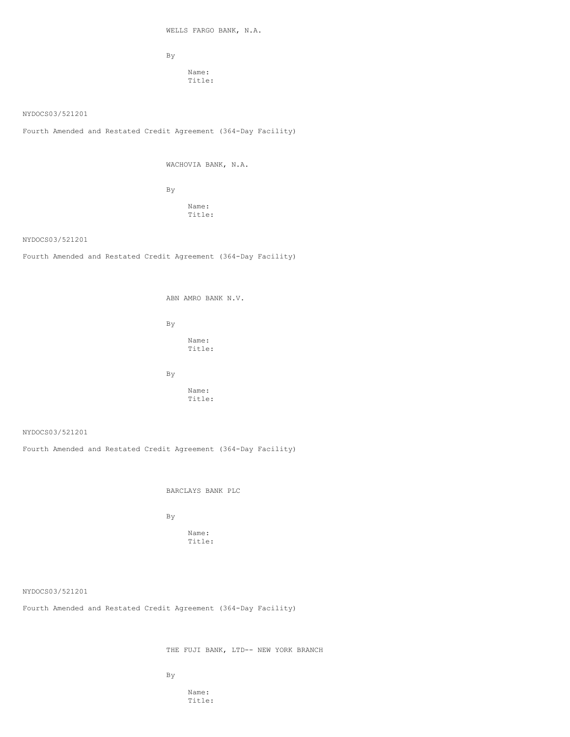WELLS FARGO BANK, N.A.

By

Name:
Title:

NYDOCS03/521201

Fourth Amended and Restated Credit Agreement (364-Day Facility)

WACHOVIA BANK, N.A.

By

Name:
Title:

NYDOCS03/521201

Fourth Amended and Restated Credit Agreement (364-Day Facility)

ABN AMRO BANK N.V.

By

Name:
Title:

By

Name:
Title:

NYDOCS03/521201

Fourth Amended and Restated Credit Agreement (364-Day Facility)

BARCLAYS BANK PLC

By

Name:
Title:

NYDOCS03/521201

Fourth Amended and Restated Credit Agreement (364-Day Facility)

THE FUJI BANK, LTD-- NEW YORK BRANCH

By

Name:
Title: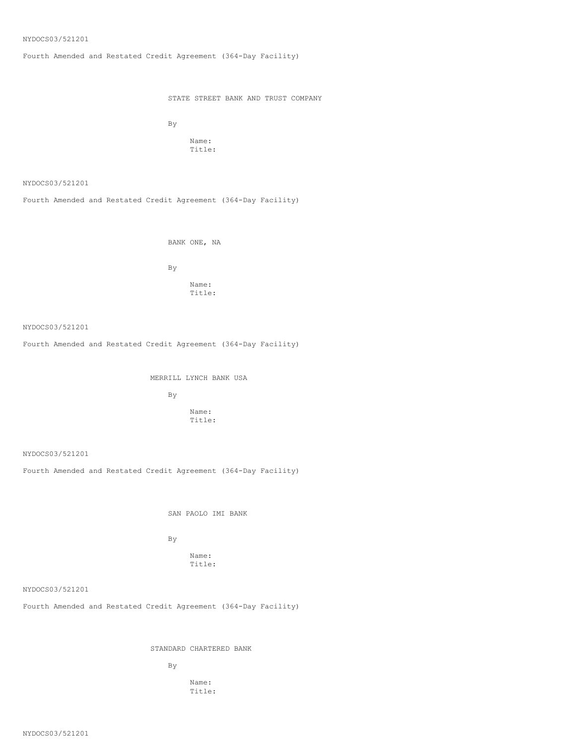STATE STREET BANK AND TRUST COMPANY

By

Name:
Title:

BANK ONE, NA

By

Name:
Title:

MERRILL LYNCH BANK USA

By

Name:
Title:

SAN PAOLO IMI BANK

By

Name:
Title:

STANDARD CHARTERED BANK

By

Name:
Title: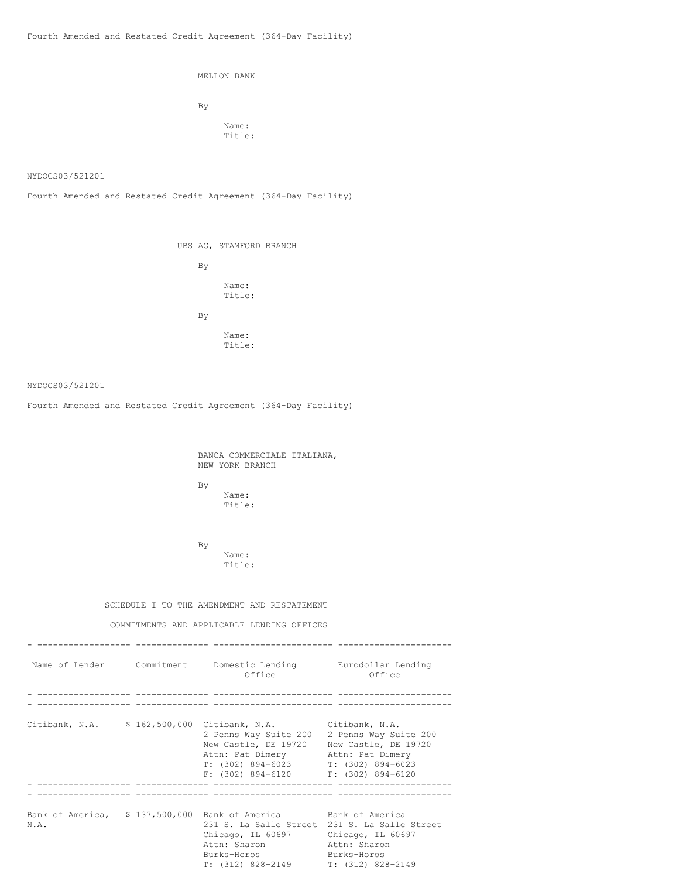MELLON BANK

By

Name:
Title:

UBS AG, STAMFORD BRANCH

By

Name:
Title:

By

Name:
Title:

BANCA COMMERCIALE ITALIANA,
NEW YORK BRANCH

By
Name:
Title:

By
Name:
Title:

SCHEDULE I TO THE AMENDMENT AND RESTATEMENT

COMMITMENTS AND APPLICABLE LENDING OFFICES

| Name of Lender | Commitment | Domestic Lending Office | Eurodollar Lending Office |
|---|---|---|---|
| Citibank, N.A. | $ 162,500,000 | Citibank, N.A.<br>2 Penns Way Suite 200<br>New Castle, DE 19720<br>Attn: Pat Dimery<br>T: (302) 894-6023<br>F: (302) 894-6120 | Citibank, N.A.<br>2 Penns Way Suite 200<br>New Castle, DE 19720<br>Attn: Pat Dimery<br>T: (302) 894-6023<br>F: (302) 894-6120 |
| Bank of America, N.A. | $ 137,500,000 | Bank of America<br>231 S. La Salle Street<br>Chicago, IL 60697<br>Attn: Sharon Burks-Horos<br>T: (312) 828-2149 | Bank of America<br>231 S. La Salle Street<br>Chicago, IL 60697<br>Attn: Sharon Burks-Horos<br>T: (312) 828-2149 |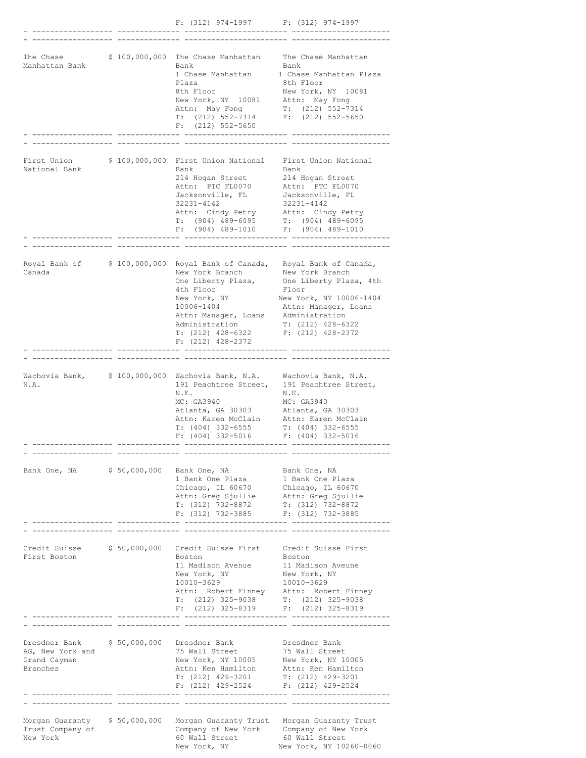| | | F: (312) 974-1997 | F: (312) 974-1997 |
|---|---|---|---|
| The Chase Manhattan Bank | $ 100,000,000 | The Chase Manhattan Bank<br>1 Chase Manhattan Plaza<br>8th Floor<br>New York, NY 10081<br>Attn: May Fong<br>T: (212) 552-7314<br>F: (212) 552-5650 | The Chase Manhattan Bank<br>1 Chase Manhattan Plaza<br>8th Floor<br>New York, NY 10081<br>Attn: May Fong<br>T: (212) 552-7314<br>F: (212) 552-5650 |
| First Union National Bank | $ 100,000,000 | First Union National Bank<br>214 Hogan Street<br>Attn: PTC FL0070<br>Jacksonville, FL 32231-4142<br>Attn: Cindy Petry<br>T: (904) 489-6095<br>F: (904) 489-1010 | First Union National Bank<br>214 Hogan Street<br>Attn: PTC FL0070<br>Jacksonville, FL 32231-4142<br>Attn: Cindy Petry<br>T: (904) 489-6095<br>F: (904) 489-1010 |
| Royal Bank of Canada | $ 100,000,000 | Royal Bank of Canada, New York Branch<br>One Liberty Plaza, 4th Floor<br>New York, NY 10006-1404<br>Attn: Manager, Loans Administration<br>T: (212) 428-6322<br>F: (212) 428-2372 | Royal Bank of Canada, New York Branch<br>One Liberty Plaza, 4th Floor<br>New York, NY 10006-1404<br>Attn: Manager, Loans Administration<br>T: (212) 428-6322<br>F: (212) 428-2372 |
| Wachovia Bank, N.A. | $ 100,000,000 | Wachovia Bank, N.A.<br>191 Peachtree Street, N.E.<br>MC: GA3940<br>Atlanta, GA 30303<br>Attn: Karen McClain<br>T: (404) 332-6555<br>F: (404) 332-5016 | Wachovia Bank, N.A.<br>191 Peachtree Street, N.E.<br>MC: GA3940<br>Atlanta, GA 30303<br>Attn: Karen McClain<br>T: (404) 332-6555<br>F: (404) 332-5016 |
| Bank One, NA | $ 50,000,000 | Bank One, NA<br>1 Bank One Plaza<br>Chicago, IL 60670<br>Attn: Greg Sjullie<br>T: (312) 732-8872<br>F: (312) 732-3885 | Bank One, NA<br>1 Bank One Plaza<br>Chicago, IL 60670<br>Attn: Greg Sjullie<br>T: (312) 732-8872<br>F: (312) 732-3885 |
| Credit Suisse First Boston | $ 50,000,000 | Credit Suisse First Boston<br>11 Madison Avenue<br>New York, NY 10010-3629<br>Attn: Robert Finney<br>T: (212) 325-9038<br>F: (212) 325-8319 | Credit Suisse First Boston<br>11 Madison Aveune<br>New York, NY 10010-3629<br>Attn: Robert Finney<br>T: (212) 325-9038<br>F: (212) 325-8319 |
| Dresdner Bank AG, New York and Grand Cayman Branches | $ 50,000,000 | Dresdner Bank<br>75 Wall Street<br>New York, NY 10005<br>Attn: Ken Hamilton<br>T: (212) 429-3201<br>F: (212) 429-2524 | Dresdner Bank<br>75 Wall Street<br>New York, NY 10005<br>Attn: Ken Hamilton<br>T: (212) 429-3201<br>F: (212) 429-2524 |
| Morgan Guaranty Trust Company of New York | $ 50,000,000 | Morgan Guaranty Trust Company of New York<br>60 Wall Street<br>New York, NY | Morgan Guaranty Trust Company of New York<br>60 Wall Street<br>New York, NY 10260-0060 |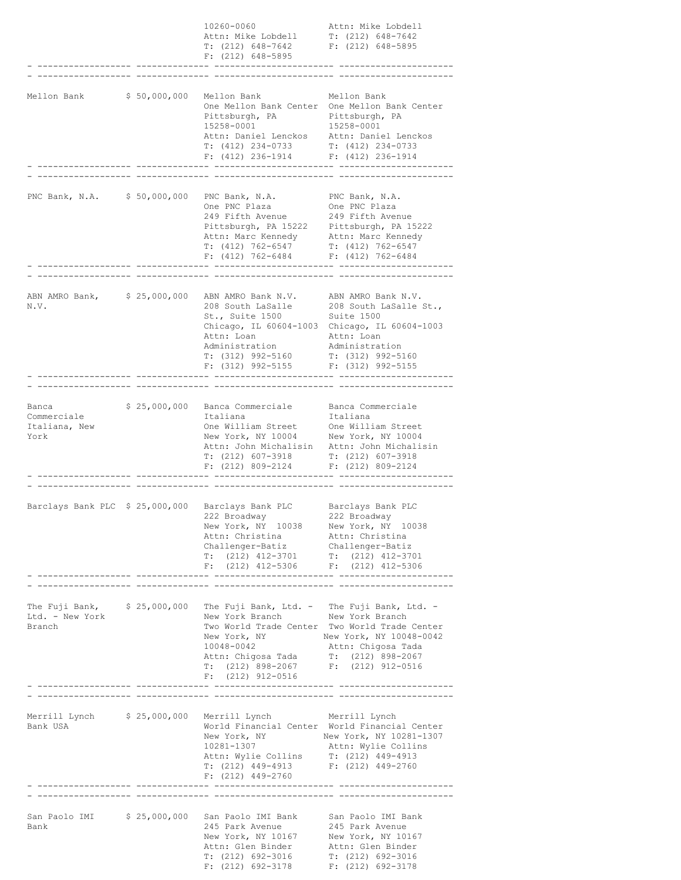| | | | |
|---|---|---|---|
| | | 10260-0060<br>Attn: Mike Lobdell<br>T: (212) 648-7642<br>F: (212) 648-5895 | Attn: Mike Lobdell<br>T: (212) 648-7642<br>F: (212) 648-5895 |
| Mellon Bank | $ 50,000,000 | Mellon Bank<br>One Mellon Bank Center<br>Pittsburgh, PA<br>15258-0001<br>Attn: Daniel Lenckos<br>T: (412) 234-0733<br>F: (412) 236-1914 | Mellon Bank<br>One Mellon Bank Center<br>Pittsburgh, PA<br>15258-0001<br>Attn: Daniel Lenckos<br>T: (412) 234-0733<br>F: (412) 236-1914 |
| PNC Bank, N.A. | $ 50,000,000 | PNC Bank, N.A.<br>One PNC Plaza<br>249 Fifth Avenue<br>Pittsburgh, PA 15222<br>Attn: Marc Kennedy<br>T: (412) 762-6547<br>F: (412) 762-6484 | PNC Bank, N.A.<br>One PNC Plaza<br>249 Fifth Avenue<br>Pittsburgh, PA 15222<br>Attn: Marc Kennedy<br>T: (412) 762-6547<br>F: (412) 762-6484 |
| ABN AMRO Bank, N.V. | $ 25,000,000 | ABN AMRO Bank N.V.<br>208 South LaSalle St., Suite 1500<br>Chicago, IL 60604-1003<br>Attn: Loan Administration<br>T: (312) 992-5160<br>F: (312) 992-5155 | ABN AMRO Bank N.V.<br>208 South LaSalle St., Suite 1500<br>Chicago, IL 60604-1003<br>Attn: Loan Administration<br>T: (312) 992-5160<br>F: (312) 992-5155 |
| Banca Commerciale Italiana, New York | $ 25,000,000 | Banca Commerciale Italiana<br>One William Street<br>New York, NY 10004<br>Attn: John Michalisin<br>T: (212) 607-3918<br>F: (212) 809-2124 | Banca Commerciale Italiana<br>One William Street<br>New York, NY 10004<br>Attn: John Michalisin<br>T: (212) 607-3918<br>F: (212) 809-2124 |
| Barclays Bank PLC | $ 25,000,000 | Barclays Bank PLC<br>222 Broadway<br>New York, NY 10038<br>Attn: Christina Challenger-Batiz<br>T: (212) 412-3701<br>F: (212) 412-5306 | Barclays Bank PLC<br>222 Broadway<br>New York, NY 10038<br>Attn: Christina Challenger-Batiz<br>T: (212) 412-3701<br>F: (212) 412-5306 |
| The Fuji Bank, Ltd. - New York Branch | $ 25,000,000 | The Fuji Bank, Ltd. - New York Branch<br>Two World Trade Center<br>New York, NY<br>10048-0042<br>Attn: Chigosa Tada<br>T: (212) 898-2067<br>F: (212) 912-0516 | The Fuji Bank, Ltd. - New York Branch<br>Two World Trade Center<br>New York, NY 10048-0042<br>Attn: Chigosa Tada<br>T: (212) 898-2067<br>F: (212) 912-0516 |
| Merrill Lynch Bank USA | $ 25,000,000 | Merrill Lynch<br>World Financial Center<br>New York, NY<br>10281-1307<br>Attn: Wylie Collins<br>T: (212) 449-4913<br>F: (212) 449-2760 | Merrill Lynch<br>World Financial Center<br>New York, NY 10281-1307<br>Attn: Wylie Collins<br>T: (212) 449-4913<br>F: (212) 449-2760 |
| San Paolo IMI Bank | $ 25,000,000 | San Paolo IMI Bank<br>245 Park Avenue<br>New York, NY 10167<br>Attn: Glen Binder<br>T: (212) 692-3016<br>F: (212) 692-3178 | San Paolo IMI Bank<br>245 Park Avenue<br>New York, NY 10167<br>Attn: Glen Binder<br>T: (212) 692-3016<br>F: (212) 692-3178 |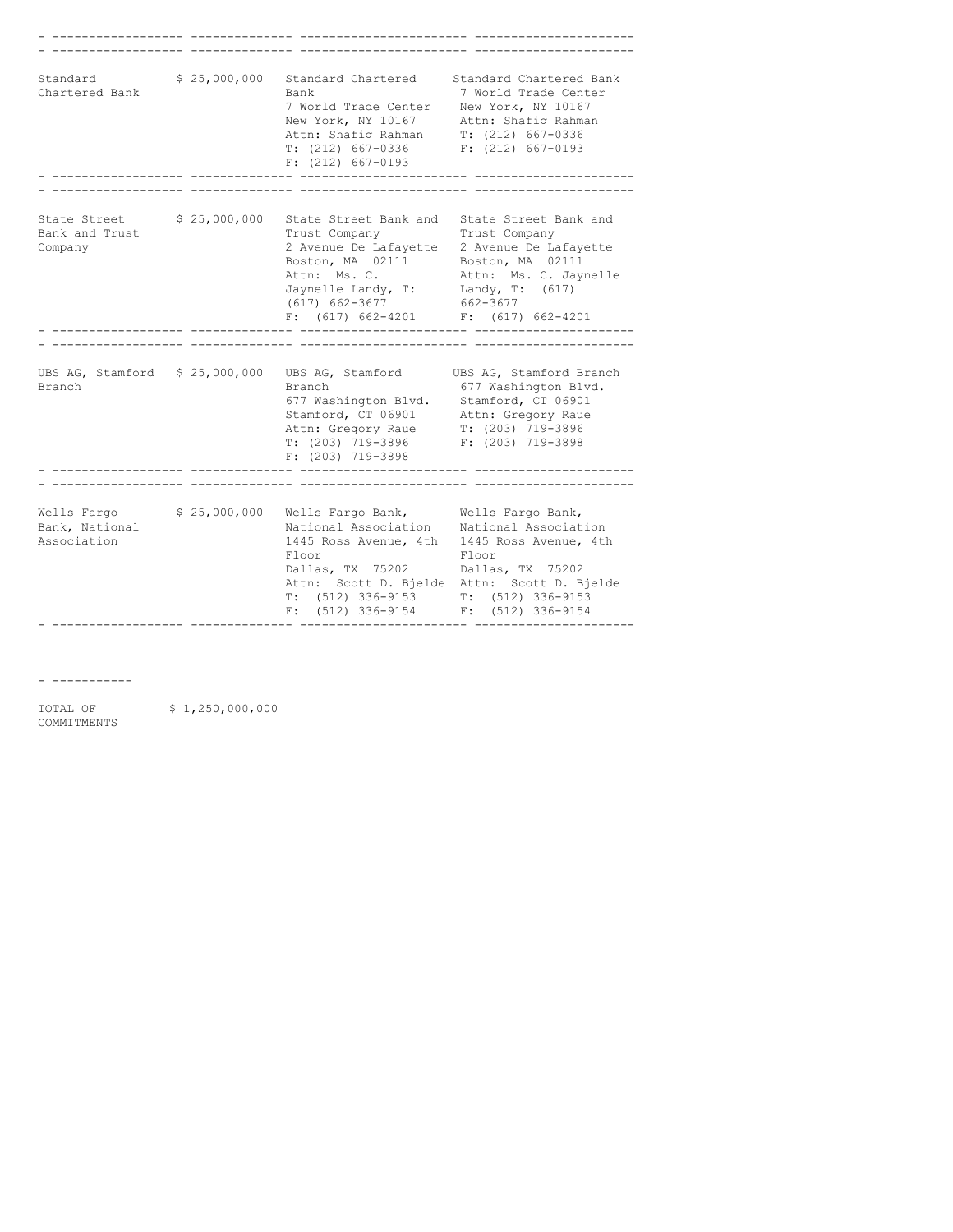| | | | |
|---|---|---|---|
| Standard Chartered Bank | $ 25,000,000 | Standard Chartered Bank<br>7 World Trade Center<br>New York, NY 10167<br>Attn: Shafiq Rahman<br>T: (212) 667-0336<br>F: (212) 667-0193 | Standard Chartered Bank<br>7 World Trade Center<br>New York, NY 10167<br>Attn: Shafiq Rahman<br>T: (212) 667-0336<br>F: (212) 667-0193 |
| State Street Bank and Trust Company | $ 25,000,000 | State Street Bank and Trust Company<br>2 Avenue De Lafayette<br>Boston, MA 02111<br>Attn: Ms. C. Jaynelle Landy, T: (617) 662-3677<br>F: (617) 662-4201 | State Street Bank and Trust Company<br>2 Avenue De Lafayette<br>Boston, MA 02111<br>Attn: Ms. C. Jaynelle Landy, T: (617) 662-3677<br>F: (617) 662-4201 |
| UBS AG, Stamford Branch | $ 25,000,000 | UBS AG, Stamford Branch<br>677 Washington Blvd.<br>Stamford, CT 06901<br>Attn: Gregory Raue<br>T: (203) 719-3896<br>F: (203) 719-3898 | UBS AG, Stamford Branch<br>677 Washington Blvd.<br>Stamford, CT 06901<br>Attn: Gregory Raue<br>T: (203) 719-3896<br>F: (203) 719-3898 |
| Wells Fargo Bank, National Association | $ 25,000,000 | Wells Fargo Bank, National Association<br>1445 Ross Avenue, 4th Floor<br>Dallas, TX 75202<br>Attn: Scott D. Bjelde<br>T: (512) 336-9153<br>F: (512) 336-9154 | Wells Fargo Bank, National Association<br>1445 Ross Avenue, 4th Floor<br>Dallas, TX 75202<br>Attn: Scott D. Bjelde<br>T: (512) 336-9153<br>F: (512) 336-9154 |

| | |
|---|---|
| TOTAL OF COMMITMENTS | $ 1,250,000,000 |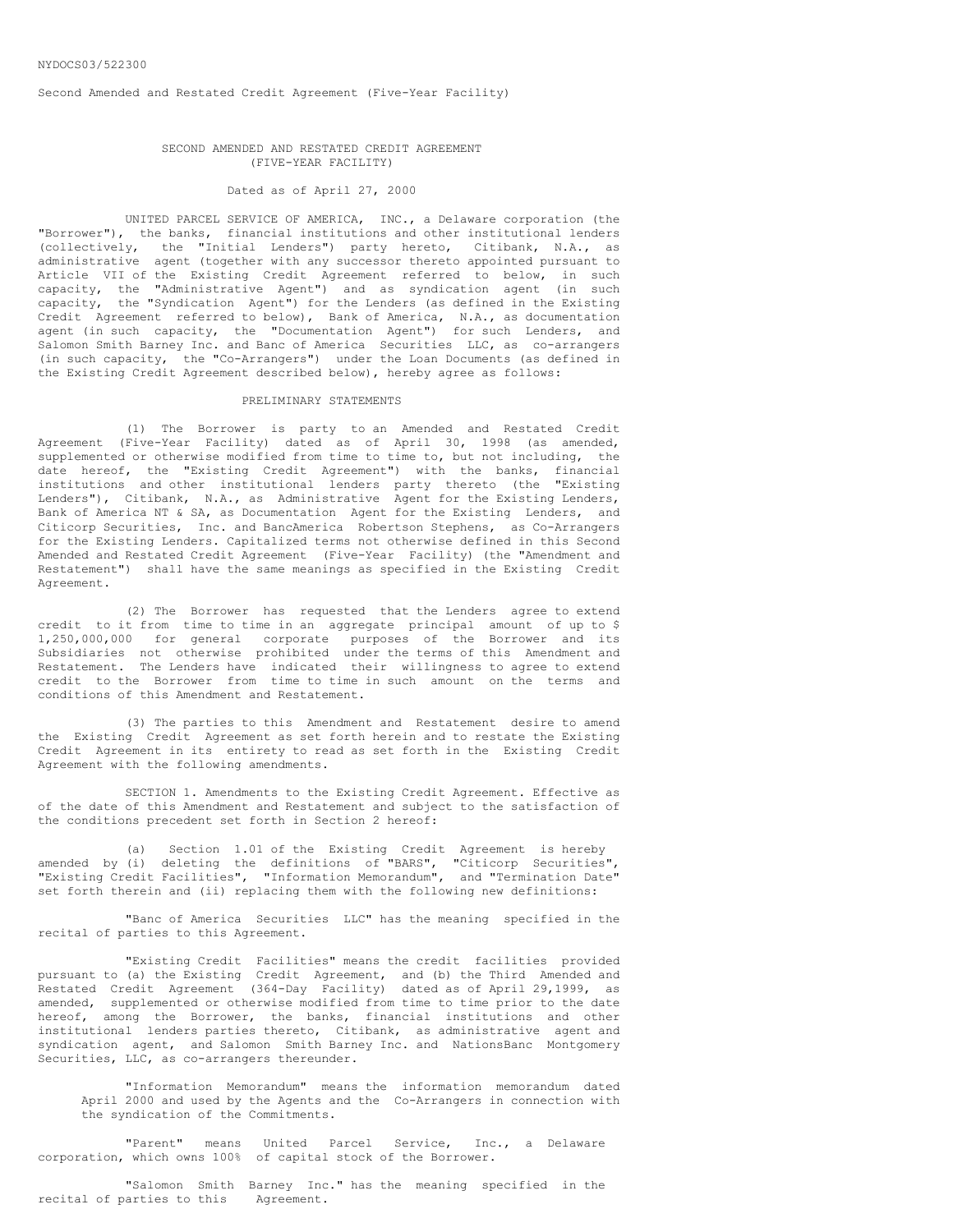NYDOCS03/522300

Second Amended and Restated Credit Agreement (Five-Year Facility)

SECOND AMENDED AND RESTATED CREDIT AGREEMENT
(FIVE-YEAR FACILITY)

Dated as of April 27, 2000

UNITED PARCEL SERVICE OF AMERICA, INC., a Delaware corporation (the "Borrower"), the banks, financial institutions and other institutional lenders (collectively, the "Initial Lenders") party hereto, Citibank, N.A., as administrative agent (together with any successor thereto appointed pursuant to Article VII of the Existing Credit Agreement referred to below, in such capacity, the "Administrative Agent") and as syndication agent (in such capacity, the "Syndication Agent") for the Lenders (as defined in the Existing Credit Agreement referred to below), Bank of America, N.A., as documentation agent (in such capacity, the "Documentation Agent") for such Lenders, and Salomon Smith Barney Inc. and Banc of America Securities LLC, as co-arrangers (in such capacity, the "Co-Arrangers") under the Loan Documents (as defined in the Existing Credit Agreement described below), hereby agree as follows:

PRELIMINARY STATEMENTS

(1) The Borrower is party to an Amended and Restated Credit Agreement (Five-Year Facility) dated as of April 30, 1998 (as amended, supplemented or otherwise modified from time to time to, but not including, the date hereof, the "Existing Credit Agreement") with the banks, financial institutions and other institutional lenders party thereto (the "Existing Lenders"), Citibank, N.A., as Administrative Agent for the Existing Lenders, Bank of America NT & SA, as Documentation Agent for the Existing Lenders, and Citicorp Securities, Inc. and BancAmerica Robertson Stephens, as Co-Arrangers for the Existing Lenders. Capitalized terms not otherwise defined in this Second Amended and Restated Credit Agreement (Five-Year Facility) (the "Amendment and Restatement") shall have the same meanings as specified in the Existing Credit Agreement.

(2) The Borrower has requested that the Lenders agree to extend credit to it from time to time in an aggregate principal amount of up to $ 1,250,000,000 for general corporate purposes of the Borrower and its Subsidiaries not otherwise prohibited under the terms of this Amendment and Restatement. The Lenders have indicated their willingness to agree to extend credit to the Borrower from time to time in such amount on the terms and conditions of this Amendment and Restatement.

(3) The parties to this Amendment and Restatement desire to amend the Existing Credit Agreement as set forth herein and to restate the Existing Credit Agreement in its entirety to read as set forth in the Existing Credit Agreement with the following amendments.

SECTION 1. Amendments to the Existing Credit Agreement. Effective as of the date of this Amendment and Restatement and subject to the satisfaction of the conditions precedent set forth in Section 2 hereof:

(a) Section 1.01 of the Existing Credit Agreement is hereby amended by (i) deleting the definitions of "BARS", "Citicorp Securities", "Existing Credit Facilities", "Information Memorandum", and "Termination Date" set forth therein and (ii) replacing them with the following new definitions:

"Banc of America Securities LLC" has the meaning specified in the recital of parties to this Agreement.

"Existing Credit Facilities" means the credit facilities provided pursuant to (a) the Existing Credit Agreement, and (b) the Third Amended and Restated Credit Agreement (364-Day Facility) dated as of April 29,1999, as amended, supplemented or otherwise modified from time to time prior to the date hereof, among the Borrower, the banks, financial institutions and other institutional lenders parties thereto, Citibank, as administrative agent and syndication agent, and Salomon Smith Barney Inc. and NationsBanc Montgomery Securities, LLC, as co-arrangers thereunder.

"Information Memorandum" means the information memorandum dated April 2000 and used by the Agents and the Co-Arrangers in connection with the syndication of the Commitments.

"Parent" means United Parcel Service, Inc., a Delaware corporation, which owns 100% of capital stock of the Borrower.

"Salomon Smith Barney Inc." has the meaning specified in the recital of parties to this Agreement.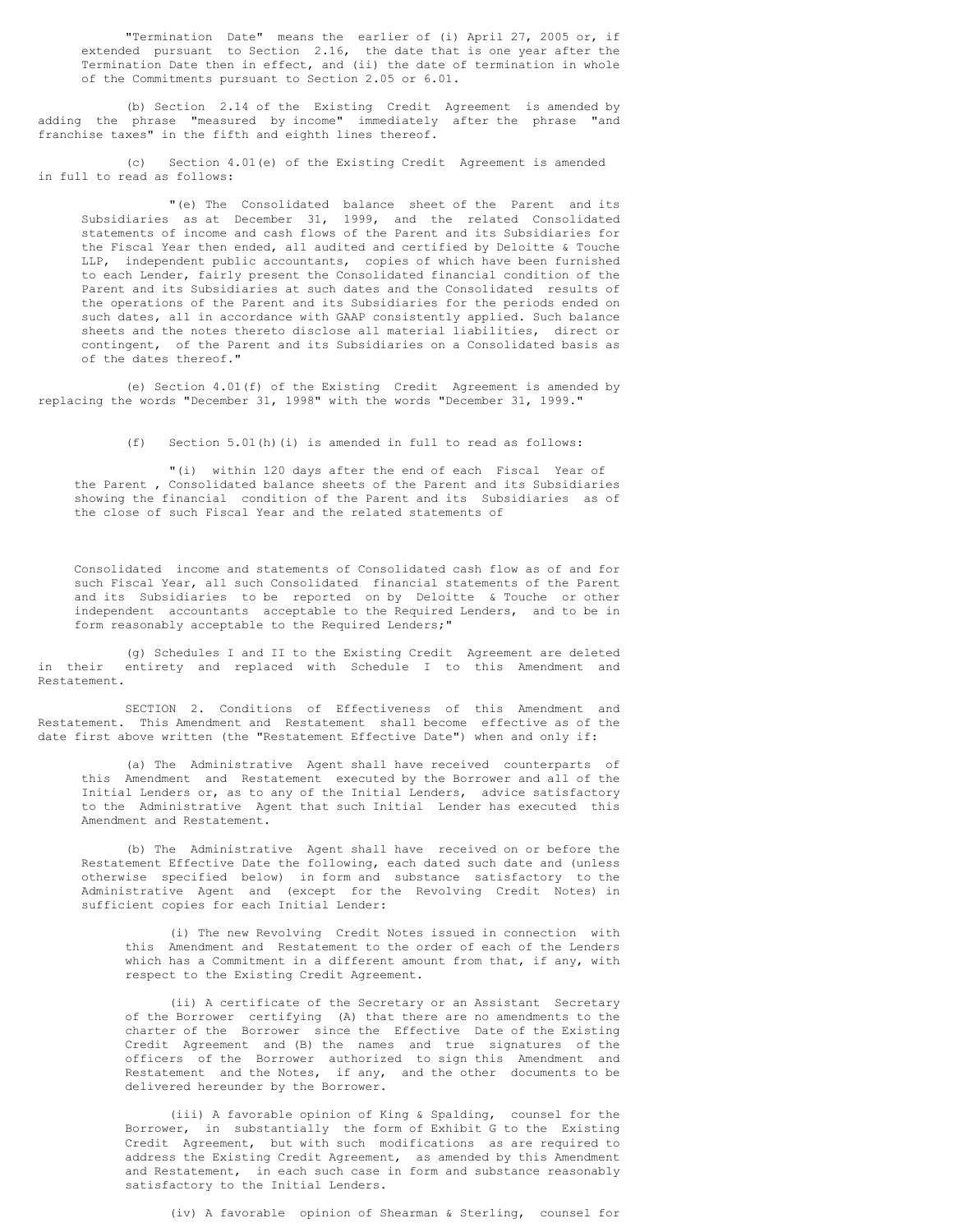"Termination Date" means the earlier of (i) April 27, 2005 or, if extended pursuant to Section 2.16, the date that is one year after the Termination Date then in effect, and (ii) the date of termination in whole of the Commitments pursuant to Section 2.05 or 6.01.

(b) Section 2.14 of the Existing Credit Agreement is amended by adding the phrase "measured by income" immediately after the phrase "and franchise taxes" in the fifth and eighth lines thereof.

(c) Section 4.01(e) of the Existing Credit Agreement is amended in full to read as follows:

"(e) The Consolidated balance sheet of the Parent and its Subsidiaries as at December 31, 1999, and the related Consolidated statements of income and cash flows of the Parent and its Subsidiaries for the Fiscal Year then ended, all audited and certified by Deloitte & Touche LLP, independent public accountants, copies of which have been furnished to each Lender, fairly present the Consolidated financial condition of the Parent and its Subsidiaries at such dates and the Consolidated results of the operations of the Parent and its Subsidiaries for the periods ended on such dates, all in accordance with GAAP consistently applied. Such balance sheets and the notes thereto disclose all material liabilities, direct or contingent, of the Parent and its Subsidiaries on a Consolidated basis as of the dates thereof."

(e) Section 4.01(f) of the Existing Credit Agreement is amended by replacing the words "December 31, 1998" with the words "December 31, 1999."

(f) Section 5.01(h)(i) is amended in full to read as follows:

"(i) within 120 days after the end of each Fiscal Year of the Parent , Consolidated balance sheets of the Parent and its Subsidiaries showing the financial condition of the Parent and its Subsidiaries as of the close of such Fiscal Year and the related statements of Consolidated income and statements of Consolidated cash flow as of and for such Fiscal Year, all such Consolidated financial statements of the Parent and its Subsidiaries to be reported on by Deloitte & Touche or other independent accountants acceptable to the Required Lenders, and to be in form reasonably acceptable to the Required Lenders;"

(g) Schedules I and II to the Existing Credit Agreement are deleted in their entirety and replaced with Schedule I to this Amendment and Restatement.

SECTION 2. Conditions of Effectiveness of this Amendment and Restatement. This Amendment and Restatement shall become effective as of the date first above written (the "Restatement Effective Date") when and only if:

(a) The Administrative Agent shall have received counterparts of this Amendment and Restatement executed by the Borrower and all of the Initial Lenders or, as to any of the Initial Lenders, advice satisfactory to the Administrative Agent that such Initial Lender has executed this Amendment and Restatement.

(b) The Administrative Agent shall have received on or before the Restatement Effective Date the following, each dated such date and (unless otherwise specified below) in form and substance satisfactory to the Administrative Agent and (except for the Revolving Credit Notes) in sufficient copies for each Initial Lender:

(i) The new Revolving Credit Notes issued in connection with this Amendment and Restatement to the order of each of the Lenders which has a Commitment in a different amount from that, if any, with respect to the Existing Credit Agreement.

(ii) A certificate of the Secretary or an Assistant Secretary of the Borrower certifying (A) that there are no amendments to the charter of the Borrower since the Effective Date of the Existing Credit Agreement and (B) the names and true signatures of the officers of the Borrower authorized to sign this Amendment and Restatement and the Notes, if any, and the other documents to be delivered hereunder by the Borrower.

(iii) A favorable opinion of King & Spalding, counsel for the Borrower, in substantially the form of Exhibit G to the Existing Credit Agreement, but with such modifications as are required to address the Existing Credit Agreement, as amended by this Amendment and Restatement, in each such case in form and substance reasonably satisfactory to the Initial Lenders.

(iv) A favorable opinion of Shearman & Sterling, counsel for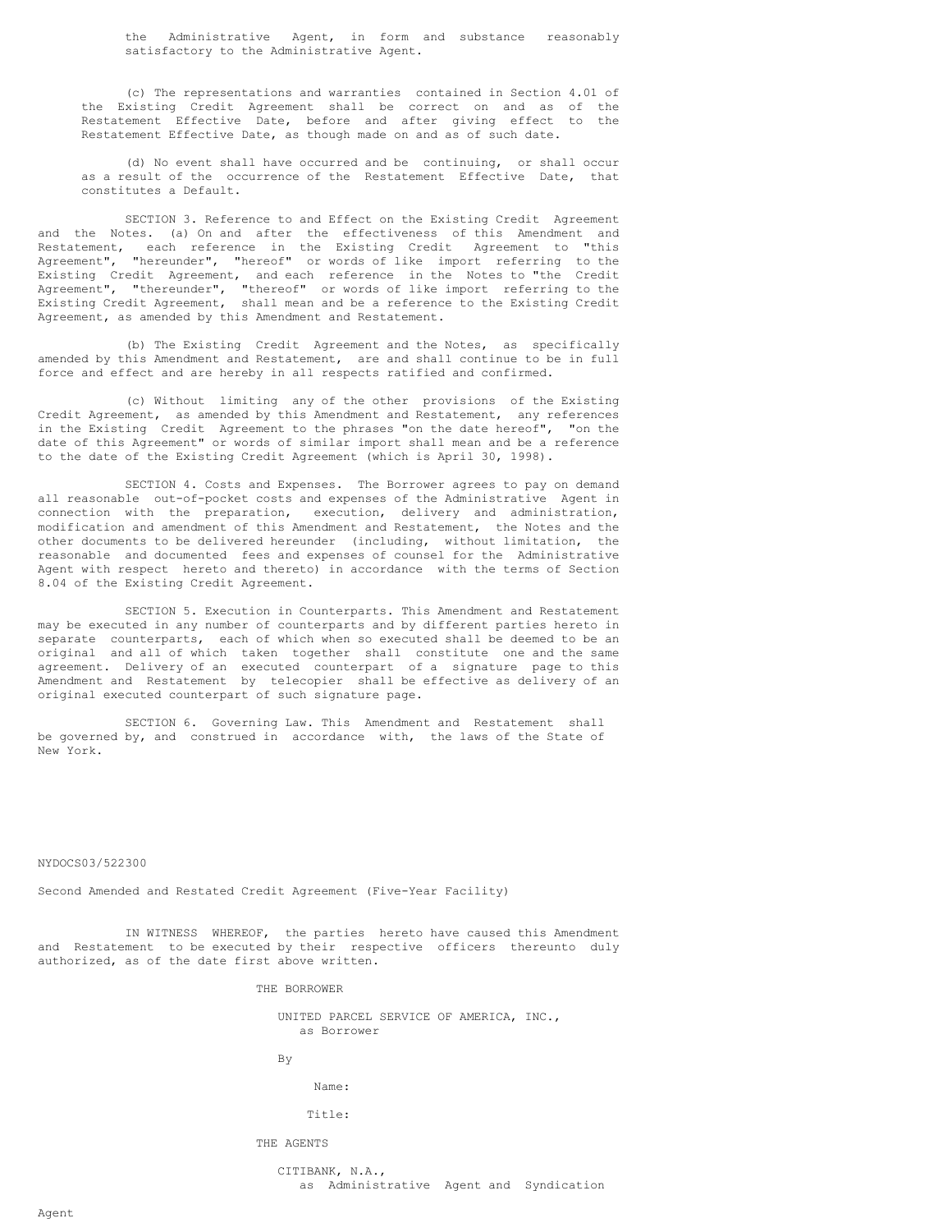the Administrative Agent, in form and substance reasonably satisfactory to the Administrative Agent.

(c) The representations and warranties contained in Section 4.01 of the Existing Credit Agreement shall be correct on and as of the Restatement Effective Date, before and after giving effect to the Restatement Effective Date, as though made on and as of such date.

(d) No event shall have occurred and be continuing, or shall occur as a result of the occurrence of the Restatement Effective Date, that constitutes a Default.

SECTION 3. Reference to and Effect on the Existing Credit Agreement and the Notes. (a) On and after the effectiveness of this Amendment and Restatement, each reference in the Existing Credit Agreement to "this Agreement", "hereunder", "hereof" or words of like import referring to the Existing Credit Agreement, and each reference in the Notes to "the Credit Agreement", "thereunder", "thereof" or words of like import referring to the Existing Credit Agreement, shall mean and be a reference to the Existing Credit Agreement, as amended by this Amendment and Restatement.

(b) The Existing Credit Agreement and the Notes, as specifically amended by this Amendment and Restatement, are and shall continue to be in full force and effect and are hereby in all respects ratified and confirmed.

(c) Without limiting any of the other provisions of the Existing Credit Agreement, as amended by this Amendment and Restatement, any references in the Existing Credit Agreement to the phrases "on the date hereof", "on the date of this Agreement" or words of similar import shall mean and be a reference to the date of the Existing Credit Agreement (which is April 30, 1998).

SECTION 4. Costs and Expenses. The Borrower agrees to pay on demand all reasonable out-of-pocket costs and expenses of the Administrative Agent in connection with the preparation, execution, delivery and administration, modification and amendment of this Amendment and Restatement, the Notes and the other documents to be delivered hereunder (including, without limitation, the reasonable and documented fees and expenses of counsel for the Administrative Agent with respect hereto and thereto) in accordance with the terms of Section 8.04 of the Existing Credit Agreement.

SECTION 5. Execution in Counterparts. This Amendment and Restatement may be executed in any number of counterparts and by different parties hereto in separate counterparts, each of which when so executed shall be deemed to be an original and all of which taken together shall constitute one and the same agreement. Delivery of an executed counterpart of a signature page to this Amendment and Restatement by telecopier shall be effective as delivery of an original executed counterpart of such signature page.

SECTION 6. Governing Law. This Amendment and Restatement shall be governed by, and construed in accordance with, the laws of the State of New York.

NYDOCS03/522300

Second Amended and Restated Credit Agreement (Five-Year Facility)

IN WITNESS WHEREOF, the parties hereto have caused this Amendment and Restatement to be executed by their respective officers thereunto duly authorized, as of the date first above written.

THE BORROWER

UNITED PARCEL SERVICE OF AMERICA, INC., as Borrower

By

Name:

Title:

THE AGENTS

CITIBANK, N.A., as Administrative Agent and Syndication Agent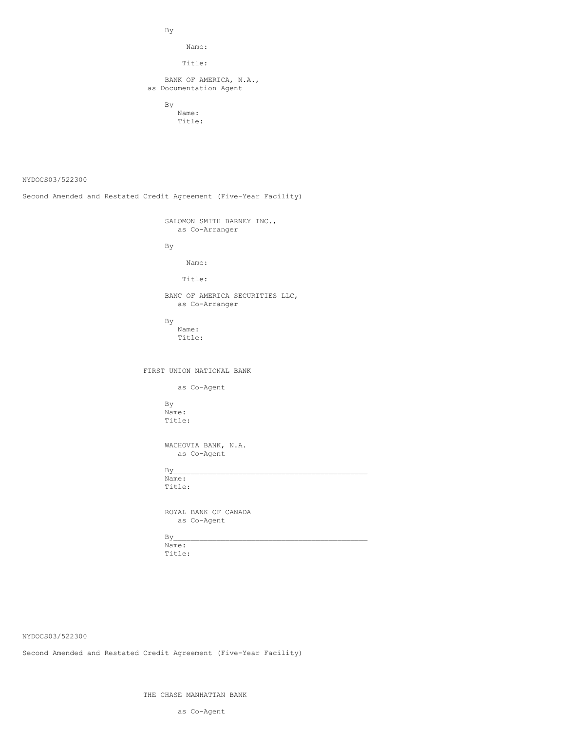By

Name:

Title:

BANK OF AMERICA, N.A.,
as Documentation Agent

By
Name:
Title:

SALOMON SMITH BARNEY INC.,
as Co-Arranger

By

Name:

Title:

BANC OF AMERICA SECURITIES LLC,
as Co-Arranger

By
Name:
Title:

FIRST UNION NATIONAL BANK

as Co-Agent

By
Name:
Title:

WACHOVIA BANK, N.A.
as Co-Agent

By_______________________________________________
Name:
Title:

ROYAL BANK OF CANADA
as Co-Agent

By_______________________________________________
Name:
Title:

THE CHASE MANHATTAN BANK

as Co-Agent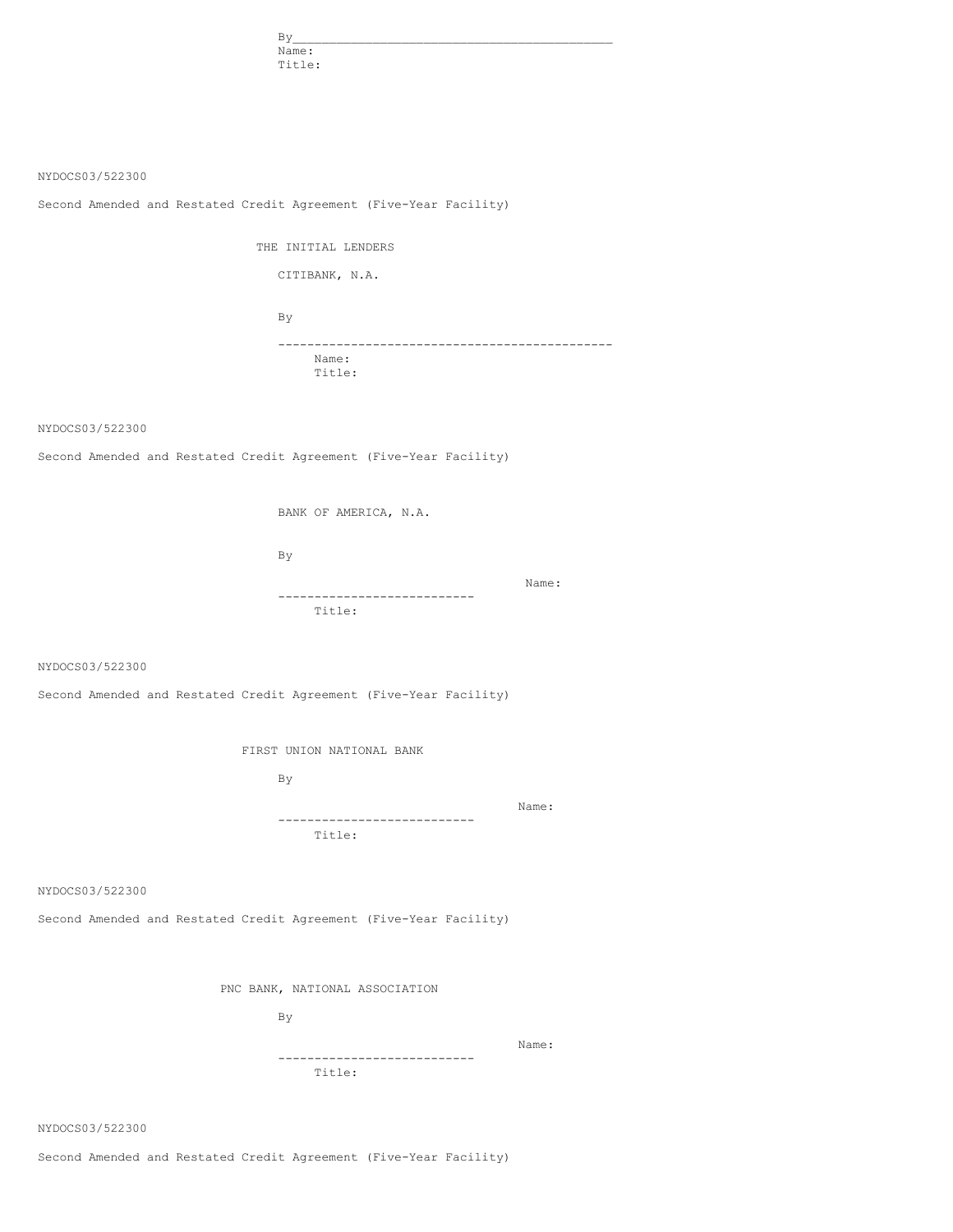By___________________________________________
Name:
Title:

NYDOCS03/522300

Second Amended and Restated Credit Agreement (Five-Year Facility)

THE INITIAL LENDERS

CITIBANK, N.A.

By

---------------------------------------------
Name:
Title:

NYDOCS03/522300

Second Amended and Restated Credit Agreement (Five-Year Facility)

BANK OF AMERICA, N.A.

By

Name:
---------------------------
Title:

NYDOCS03/522300

Second Amended and Restated Credit Agreement (Five-Year Facility)

FIRST UNION NATIONAL BANK

By

Name:
---------------------------
Title:

NYDOCS03/522300

Second Amended and Restated Credit Agreement (Five-Year Facility)

PNC BANK, NATIONAL ASSOCIATION

By

Name:
---------------------------
Title:

NYDOCS03/522300

Second Amended and Restated Credit Agreement (Five-Year Facility)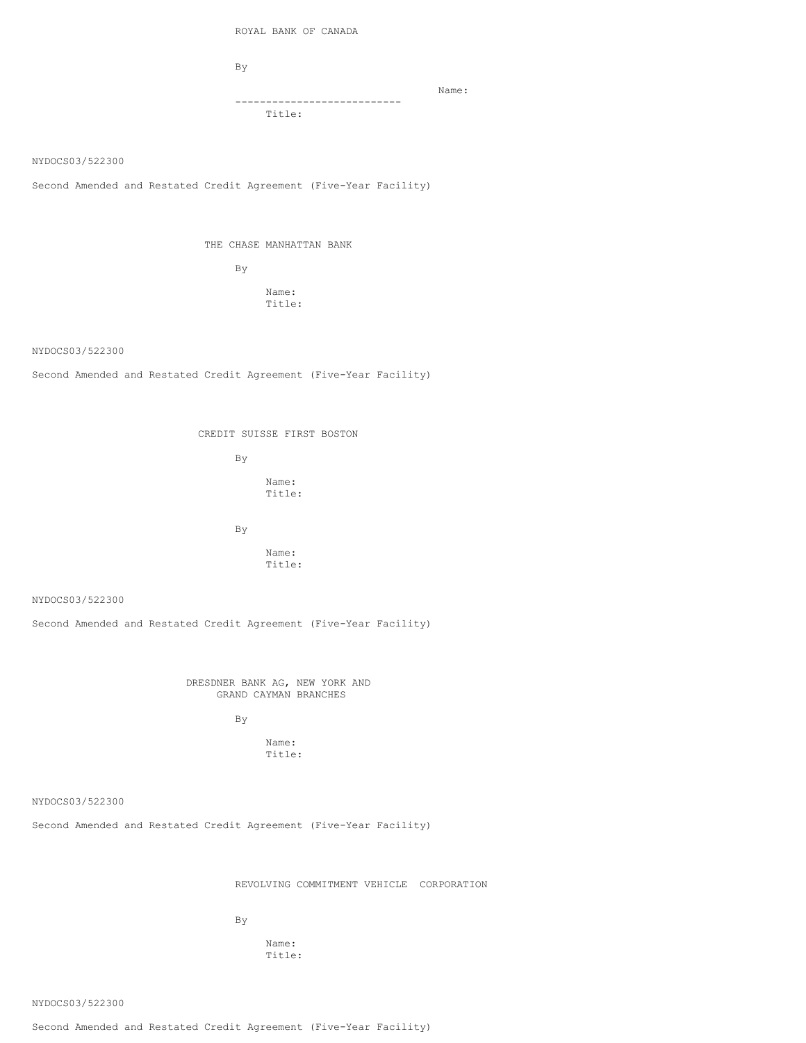ROYAL BANK OF CANADA

By

---------------------------
Name:
Title:

NYDOCS03/522300

Second Amended and Restated Credit Agreement (Five-Year Facility)

THE CHASE MANHATTAN BANK

By

Name:
Title:

NYDOCS03/522300

Second Amended and Restated Credit Agreement (Five-Year Facility)

CREDIT SUISSE FIRST BOSTON

By

Name:
Title:

By

Name:
Title:

NYDOCS03/522300

Second Amended and Restated Credit Agreement (Five-Year Facility)

DRESDNER BANK AG, NEW YORK AND GRAND CAYMAN BRANCHES

By

Name:
Title:

NYDOCS03/522300

Second Amended and Restated Credit Agreement (Five-Year Facility)

REVOLVING COMMITMENT VEHICLE CORPORATION

By

Name:
Title:

NYDOCS03/522300

Second Amended and Restated Credit Agreement (Five-Year Facility)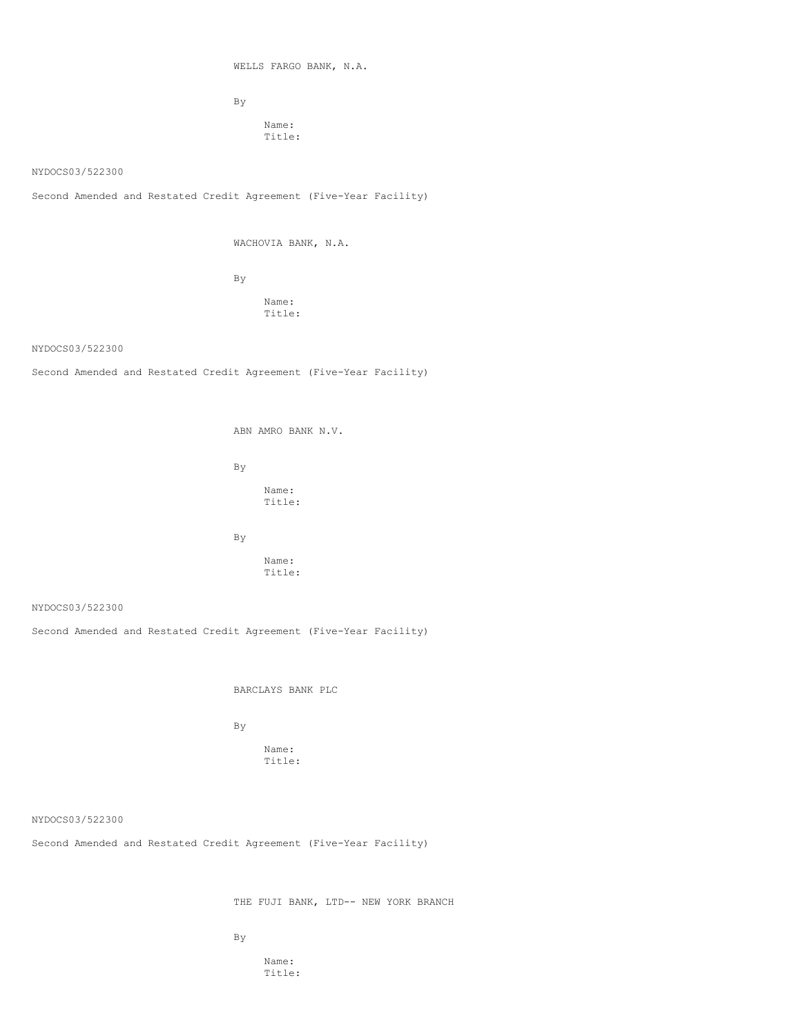WELLS FARGO BANK, N.A.

By

Name:
Title:

NYDOCS03/522300

Second Amended and Restated Credit Agreement (Five-Year Facility)

WACHOVIA BANK, N.A.

By

Name:
Title:

NYDOCS03/522300

Second Amended and Restated Credit Agreement (Five-Year Facility)

ABN AMRO BANK N.V.

By

Name:
Title:

By

Name:
Title:

NYDOCS03/522300

Second Amended and Restated Credit Agreement (Five-Year Facility)

BARCLAYS BANK PLC

By

Name:
Title:

NYDOCS03/522300

Second Amended and Restated Credit Agreement (Five-Year Facility)

THE FUJI BANK, LTD-- NEW YORK BRANCH

By

Name:
Title: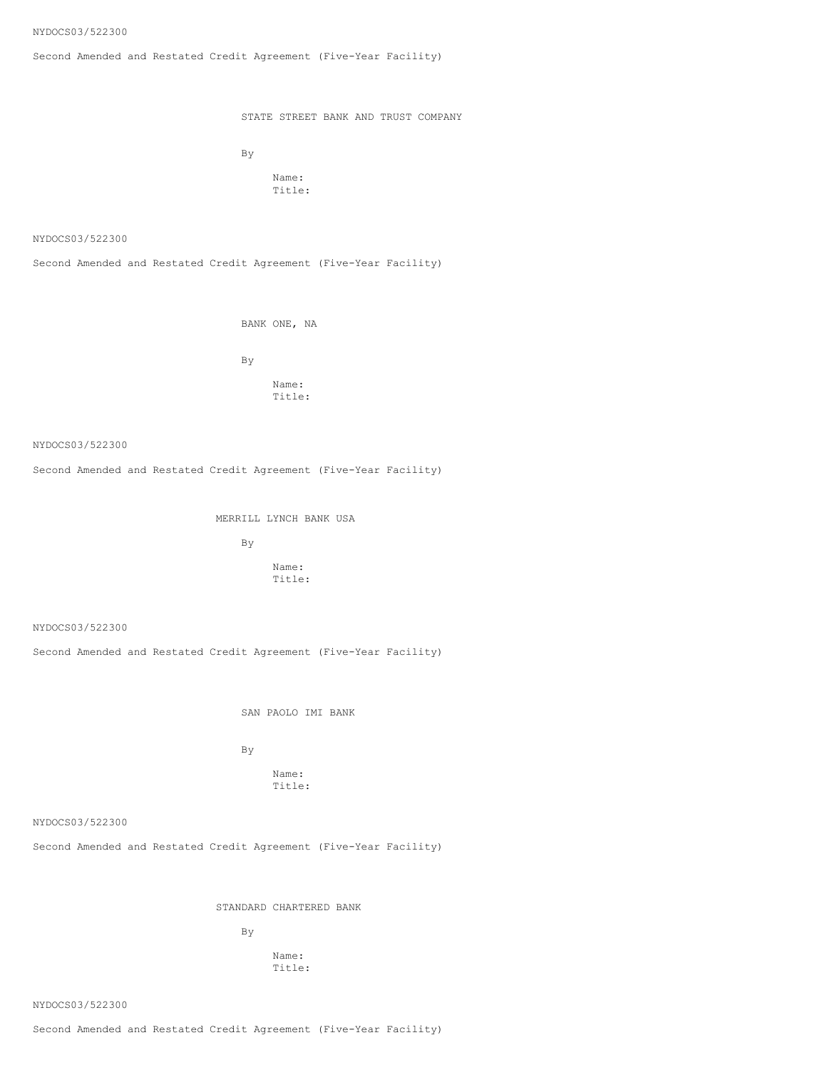STATE STREET BANK AND TRUST COMPANY

By

Name:
Title:

BANK ONE, NA

By

Name:
Title:

MERRILL LYNCH BANK USA

By

Name:
Title:

SAN PAOLO IMI BANK

By

Name:
Title:

STANDARD CHARTERED BANK

By

Name:
Title: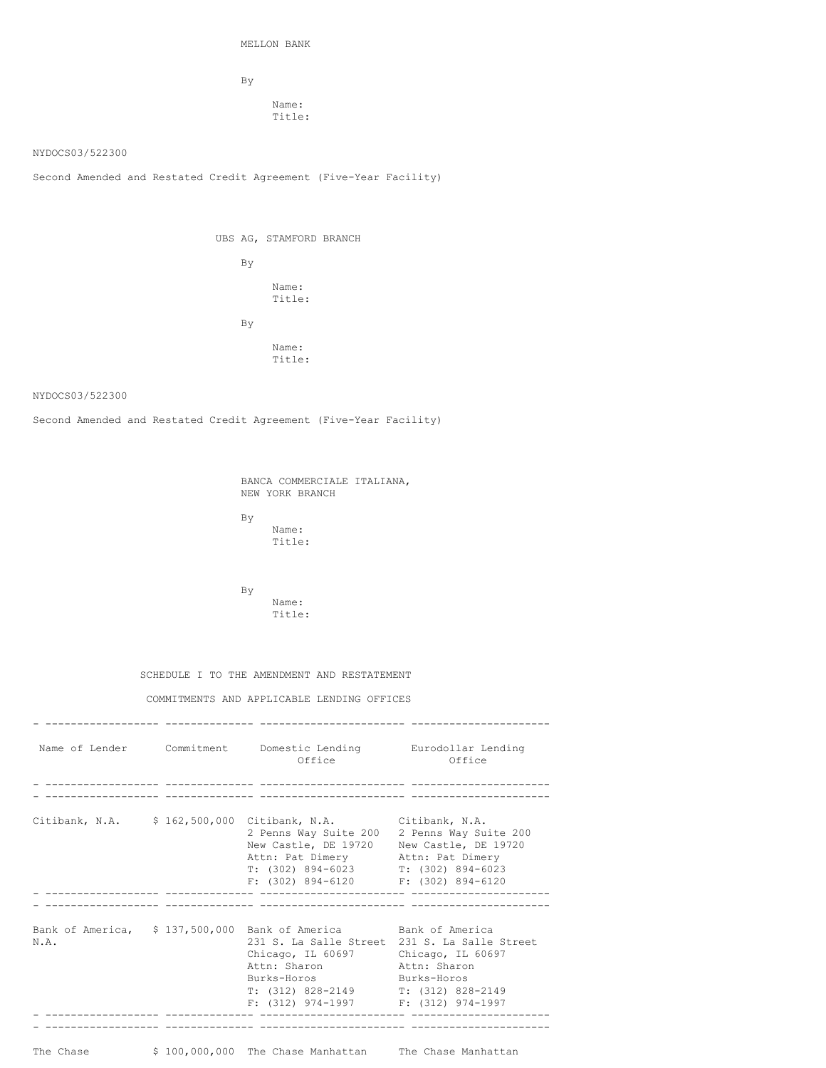MELLON BANK

By

Name:
Title:

NYDOCS03/522300

Second Amended and Restated Credit Agreement (Five-Year Facility)

UBS AG, STAMFORD BRANCH

By

Name:
Title:

By

Name:
Title:

NYDOCS03/522300

Second Amended and Restated Credit Agreement (Five-Year Facility)

BANCA COMMERCIALE ITALIANA,
NEW YORK BRANCH

By

Name:
Title:

By

Name:
Title:

SCHEDULE I TO THE AMENDMENT AND RESTATEMENT

COMMITMENTS AND APPLICABLE LENDING OFFICES

| Name of Lender | Commitment | Domestic Lending Office | Eurodollar Lending Office |
| --- | --- | --- | --- |
| Citibank, N.A. | $ 162,500,000 | Citibank, N.A. 2 Penns Way Suite 200 New Castle, DE 19720 Attn: Pat Dimery T: (302) 894-6023 F: (302) 894-6120 | Citibank, N.A. 2 Penns Way Suite 200 New Castle, DE 19720 Attn: Pat Dimery T: (302) 894-6023 F: (302) 894-6120 |
| Bank of America, N.A. | $ 137,500,000 | Bank of America 231 S. La Salle Street Chicago, IL 60697 Attn: Sharon Burks-Horos T: (312) 828-2149 F: (312) 974-1997 | Bank of America 231 S. La Salle Street Chicago, IL 60697 Attn: Sharon Burks-Horos T: (312) 828-2149 F: (312) 974-1997 |
| The Chase | $ 100,000,000 | The Chase Manhattan | The Chase Manhattan |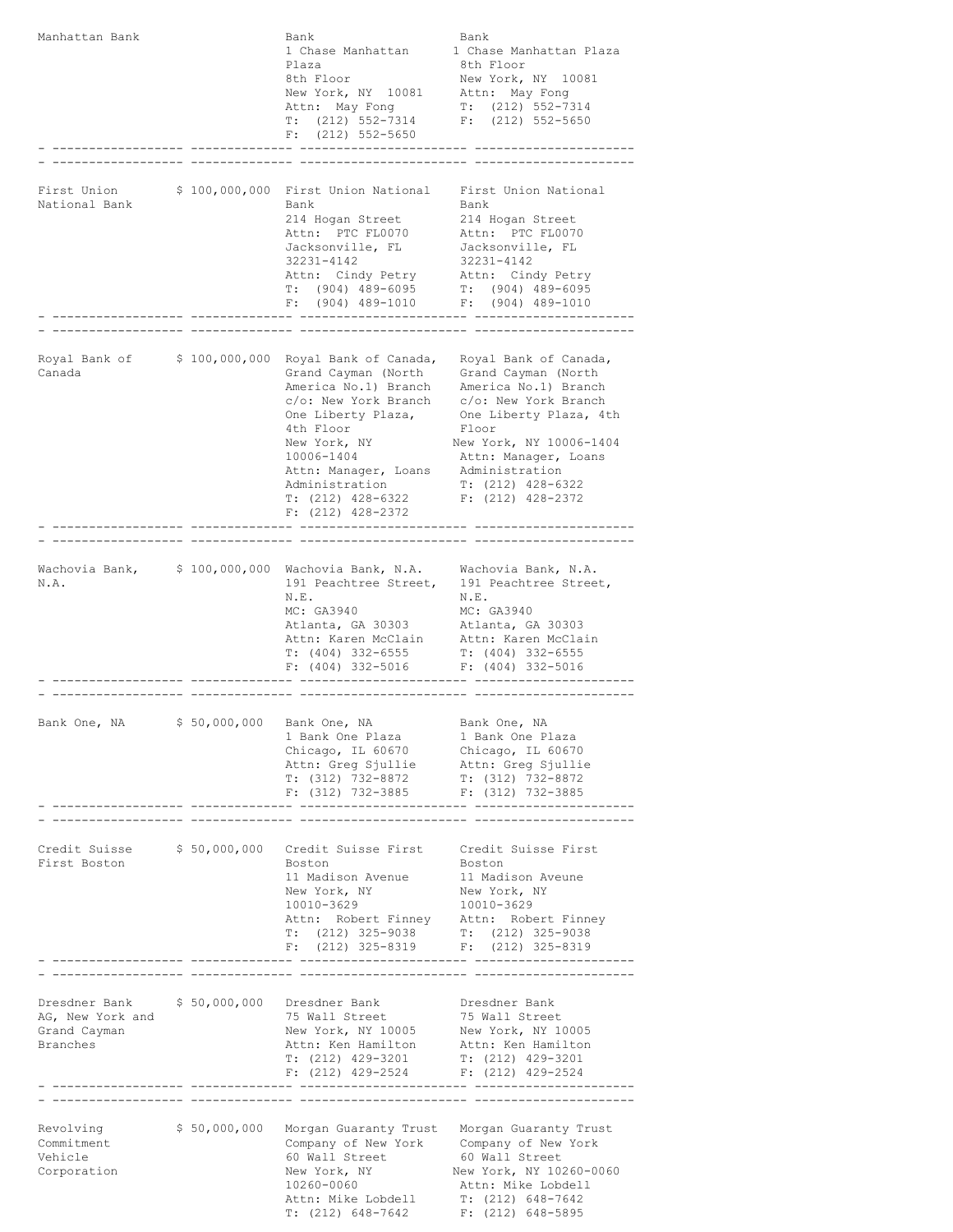| | | | |
|---|---|---|---|
| Manhattan Bank | | Bank<br>1 Chase Manhattan Plaza<br>8th Floor<br>New York, NY 10081<br>Attn: May Fong<br>T: (212) 552-7314<br>F: (212) 552-5650 | Bank<br>1 Chase Manhattan Plaza<br>8th Floor<br>New York, NY 10081<br>Attn: May Fong<br>T: (212) 552-7314<br>F: (212) 552-5650 |
| First Union National Bank | $ 100,000,000 | First Union National Bank<br>214 Hogan Street<br>Attn: PTC FL0070<br>Jacksonville, FL 32231-4142<br>Attn: Cindy Petry<br>T: (904) 489-6095<br>F: (904) 489-1010 | First Union National Bank<br>214 Hogan Street<br>Attn: PTC FL0070<br>Jacksonville, FL 32231-4142<br>Attn: Cindy Petry<br>T: (904) 489-6095<br>F: (904) 489-1010 |
| Royal Bank of Canada | $ 100,000,000 | Royal Bank of Canada, Grand Cayman (North America No.1) Branch<br>c/o: New York Branch<br>One Liberty Plaza, 4th Floor<br>New York, NY 10006-1404<br>Attn: Manager, Loans Administration<br>T: (212) 428-6322<br>F: (212) 428-2372 | Royal Bank of Canada, Grand Cayman (North America No.1) Branch<br>c/o: New York Branch<br>One Liberty Plaza, 4th Floor<br>New York, NY 10006-1404<br>Attn: Manager, Loans Administration<br>T: (212) 428-6322<br>F: (212) 428-2372 |
| Wachovia Bank, N.A. | $ 100,000,000 | Wachovia Bank, N.A.<br>191 Peachtree Street, N.E.<br>MC: GA3940<br>Atlanta, GA 30303<br>Attn: Karen McClain<br>T: (404) 332-6555<br>F: (404) 332-5016 | Wachovia Bank, N.A.<br>191 Peachtree Street, N.E.<br>MC: GA3940<br>Atlanta, GA 30303<br>Attn: Karen McClain<br>T: (404) 332-6555<br>F: (404) 332-5016 |
| Bank One, NA | $ 50,000,000 | Bank One, NA<br>1 Bank One Plaza<br>Chicago, IL 60670<br>Attn: Greg Sjullie<br>T: (312) 732-8872<br>F: (312) 732-3885 | Bank One, NA<br>1 Bank One Plaza<br>Chicago, IL 60670<br>Attn: Greg Sjullie<br>T: (312) 732-8872<br>F: (312) 732-3885 |
| Credit Suisse First Boston | $ 50,000,000 | Credit Suisse First Boston<br>11 Madison Avenue<br>New York, NY 10010-3629<br>Attn: Robert Finney<br>T: (212) 325-9038<br>F: (212) 325-8319 | Credit Suisse First Boston<br>11 Madison Aveune<br>New York, NY 10010-3629<br>Attn: Robert Finney<br>T: (212) 325-9038<br>F: (212) 325-8319 |
| Dresdner Bank AG, New York and Grand Cayman Branches | $ 50,000,000 | Dresdner Bank<br>75 Wall Street<br>New York, NY 10005<br>Attn: Ken Hamilton<br>T: (212) 429-3201<br>F: (212) 429-2524 | Dresdner Bank<br>75 Wall Street<br>New York, NY 10005<br>Attn: Ken Hamilton<br>T: (212) 429-3201<br>F: (212) 429-2524 |
| Revolving Commitment Vehicle Corporation | $ 50,000,000 | Morgan Guaranty Trust Company of New York<br>60 Wall Street<br>New York, NY 10260-0060<br>Attn: Mike Lobdell<br>T: (212) 648-7642 | Morgan Guaranty Trust Company of New York<br>60 Wall Street<br>New York, NY 10260-0060<br>Attn: Mike Lobdell<br>T: (212) 648-7642<br>F: (212) 648-5895 |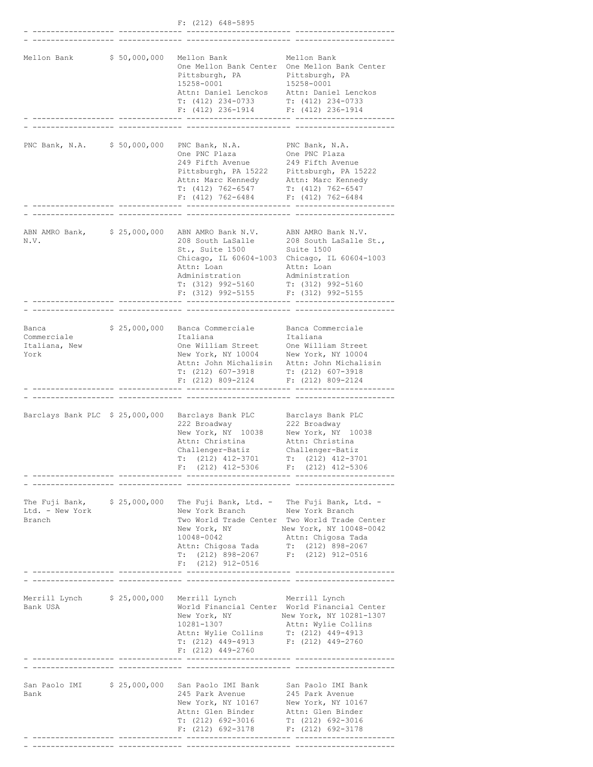F: (212) 648-5895

| | | | |
|---|---|---|---|
| Mellon Bank | $ 50,000,000 | Mellon Bank<br>One Mellon Bank Center<br>Pittsburgh, PA<br>15258-0001<br>Attn: Daniel Lenckos<br>T: (412) 234-0733<br>F: (412) 236-1914 | Mellon Bank<br>One Mellon Bank Center<br>Pittsburgh, PA<br>15258-0001<br>Attn: Daniel Lenckos<br>T: (412) 234-0733<br>F: (412) 236-1914 |
| PNC Bank, N.A. | $ 50,000,000 | PNC Bank, N.A.<br>One PNC Plaza<br>249 Fifth Avenue<br>Pittsburgh, PA 15222<br>Attn: Marc Kennedy<br>T: (412) 762-6547<br>F: (412) 762-6484 | PNC Bank, N.A.<br>One PNC Plaza<br>249 Fifth Avenue<br>Pittsburgh, PA 15222<br>Attn: Marc Kennedy<br>T: (412) 762-6547<br>F: (412) 762-6484 |
| ABN AMRO Bank, N.V. | $ 25,000,000 | ABN AMRO Bank N.V.<br>208 South LaSalle St., Suite 1500<br>Chicago, IL 60604-1003<br>Attn: Loan Administration<br>T: (312) 992-5160<br>F: (312) 992-5155 | ABN AMRO Bank N.V.<br>208 South LaSalle St., Suite 1500<br>Chicago, IL 60604-1003<br>Attn: Loan Administration<br>T: (312) 992-5160<br>F: (312) 992-5155 |
| Banca Commerciale Italiana, New York | $ 25,000,000 | Banca Commerciale Italiana<br>One William Street<br>New York, NY 10004<br>Attn: John Michalisin<br>T: (212) 607-3918<br>F: (212) 809-2124 | Banca Commerciale Italiana<br>One William Street<br>New York, NY 10004<br>Attn: John Michalisin<br>T: (212) 607-3918<br>F: (212) 809-2124 |
| Barclays Bank PLC | $ 25,000,000 | Barclays Bank PLC<br>222 Broadway<br>New York, NY 10038<br>Attn: Christina Challenger-Batiz<br>T: (212) 412-3701<br>F: (212) 412-5306 | Barclays Bank PLC<br>222 Broadway<br>New York, NY 10038<br>Attn: Christina Challenger-Batiz<br>T: (212) 412-3701<br>F: (212) 412-5306 |
| The Fuji Bank, Ltd. - New York Branch | $ 25,000,000 | The Fuji Bank, Ltd. - New York Branch<br>Two World Trade Center<br>New York, NY 10048-0042<br>Attn: Chigosa Tada<br>T: (212) 898-2067<br>F: (212) 912-0516 | The Fuji Bank, Ltd. - New York Branch<br>Two World Trade Center<br>New York, NY 10048-0042<br>Attn: Chigosa Tada<br>T: (212) 898-2067<br>F: (212) 912-0516 |
| Merrill Lynch Bank USA | $ 25,000,000 | Merrill Lynch<br>World Financial Center<br>New York, NY 10281-1307<br>Attn: Wylie Collins<br>T: (212) 449-4913<br>F: (212) 449-2760 | Merrill Lynch<br>World Financial Center<br>New York, NY 10281-1307<br>Attn: Wylie Collins<br>T: (212) 449-4913<br>F: (212) 449-2760 |
| San Paolo IMI Bank | $ 25,000,000 | San Paolo IMI Bank<br>245 Park Avenue<br>New York, NY 10167<br>Attn: Glen Binder<br>T: (212) 692-3016<br>F: (212) 692-3178 | San Paolo IMI Bank<br>245 Park Avenue<br>New York, NY 10167<br>Attn: Glen Binder<br>T: (212) 692-3016<br>F: (212) 692-3178 |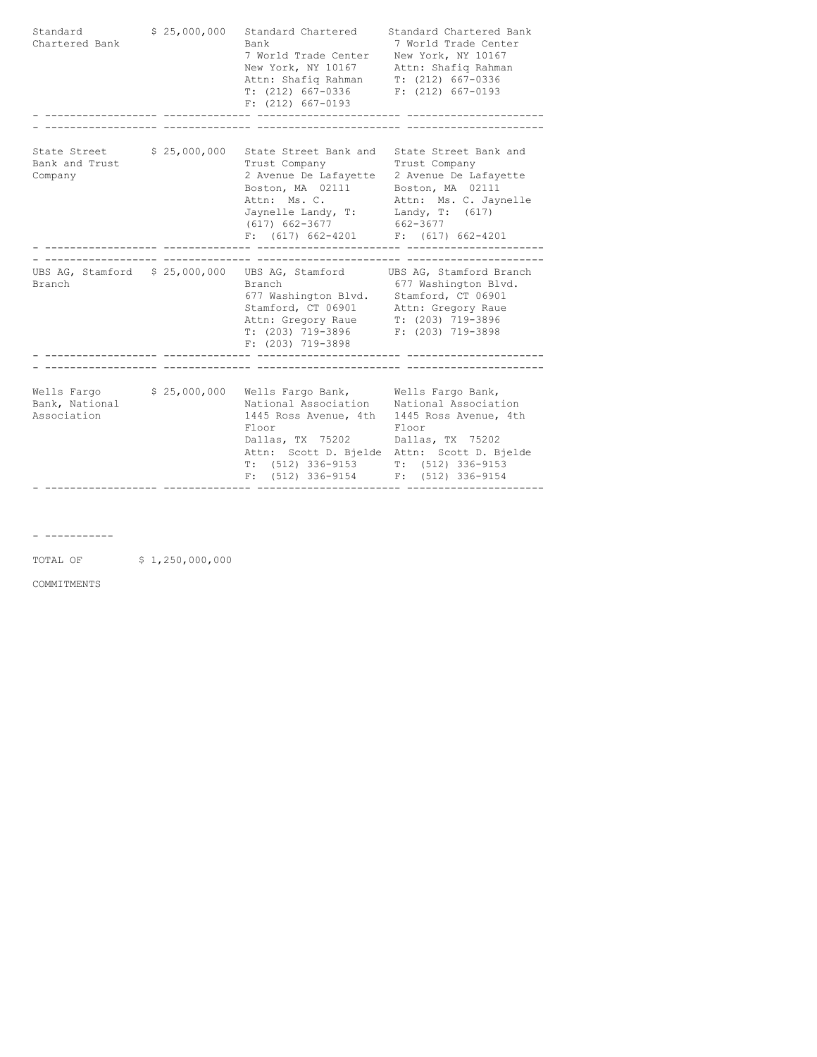| | | | |
|---|---|---|---|
| Standard Chartered Bank | $ 25,000,000 | Standard Chartered Bank 7 World Trade Center New York, NY 10167 Attn: Shafiq Rahman T: (212) 667-0336 F: (212) 667-0193 | Standard Chartered Bank 7 World Trade Center New York, NY 10167 Attn: Shafiq Rahman T: (212) 667-0336 F: (212) 667-0193 |
| State Street Bank and Trust Company | $ 25,000,000 | State Street Bank and Trust Company 2 Avenue De Lafayette Boston, MA 02111 Attn: Ms. C. Jaynelle Landy, T: (617) 662-3677 F: (617) 662-4201 | State Street Bank and Trust Company 2 Avenue De Lafayette Boston, MA 02111 Attn: Ms. C. Jaynelle Landy, T: (617) 662-3677 F: (617) 662-4201 |
| UBS AG, Stamford Branch | $ 25,000,000 | UBS AG, Stamford Branch 677 Washington Blvd. Stamford, CT 06901 Attn: Gregory Raue T: (203) 719-3896 F: (203) 719-3898 | UBS AG, Stamford Branch 677 Washington Blvd. Stamford, CT 06901 Attn: Gregory Raue T: (203) 719-3896 F: (203) 719-3898 |
| Wells Fargo Bank, National Association | $ 25,000,000 | Wells Fargo Bank, National Association 1445 Ross Avenue, 4th Floor Dallas, TX 75202 Attn: Scott D. Bjelde T: (512) 336-9153 F: (512) 336-9154 | Wells Fargo Bank, National Association 1445 Ross Avenue, 4th Floor Dallas, TX 75202 Attn: Scott D. Bjelde T: (512) 336-9153 F: (512) 336-9154 |

TOTAL OF COMMITMENTS $ 1,250,000,000